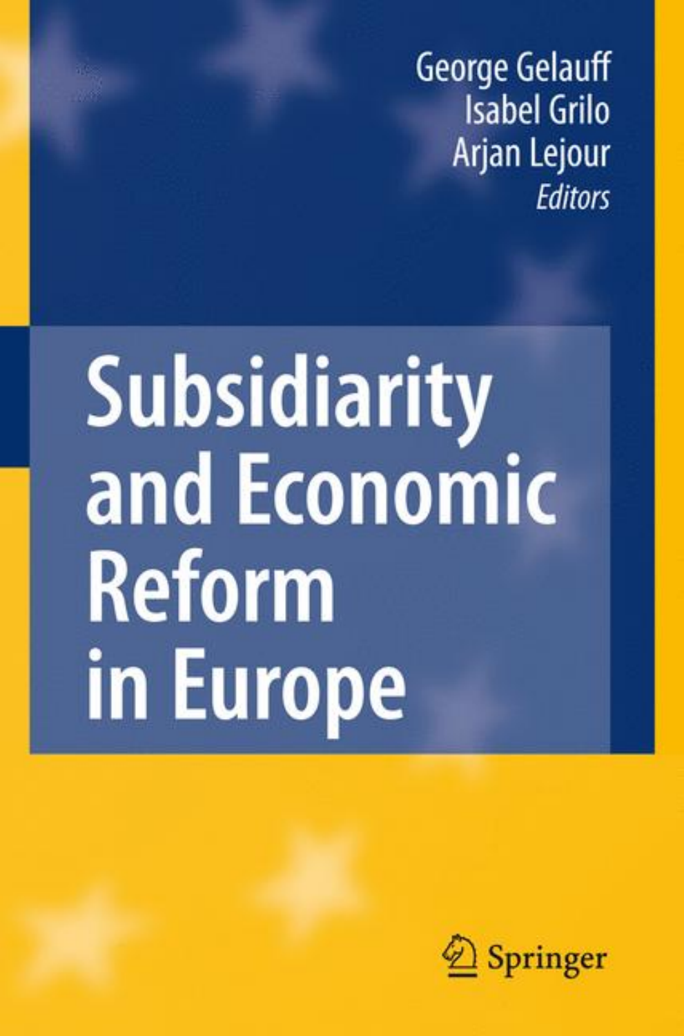George Gelauff
Isabel Grilo
Arjan Lejour
*Editors*

# Subsidiarity and Economic Reform in Europe

Springer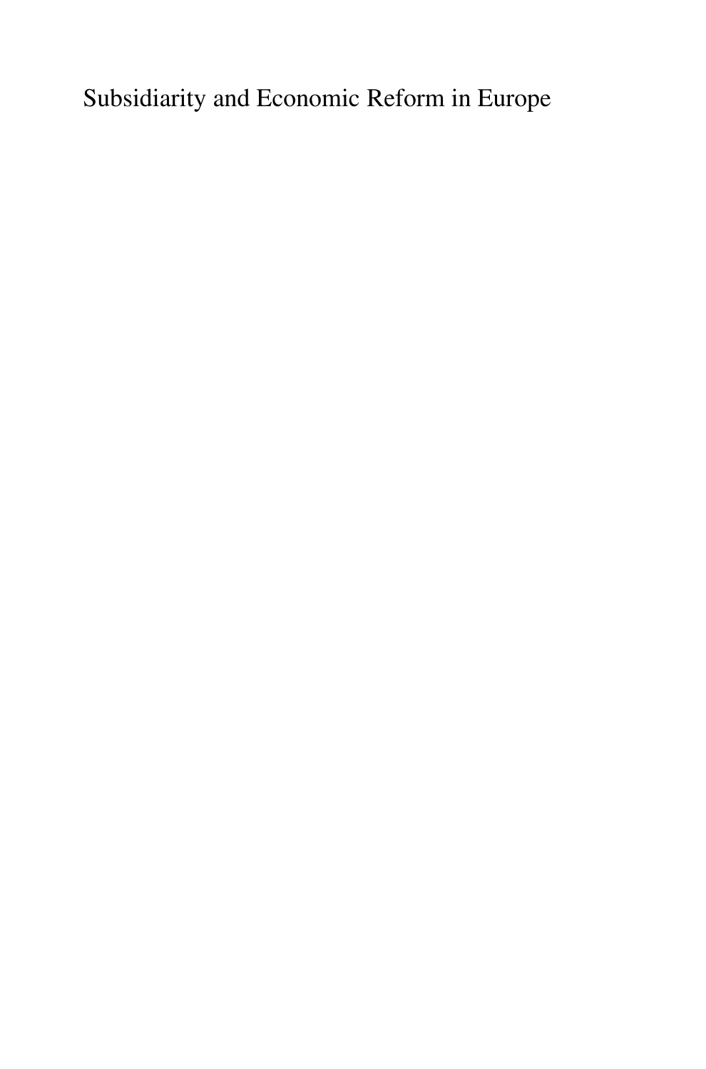Subsidiarity and Economic Reform in Europe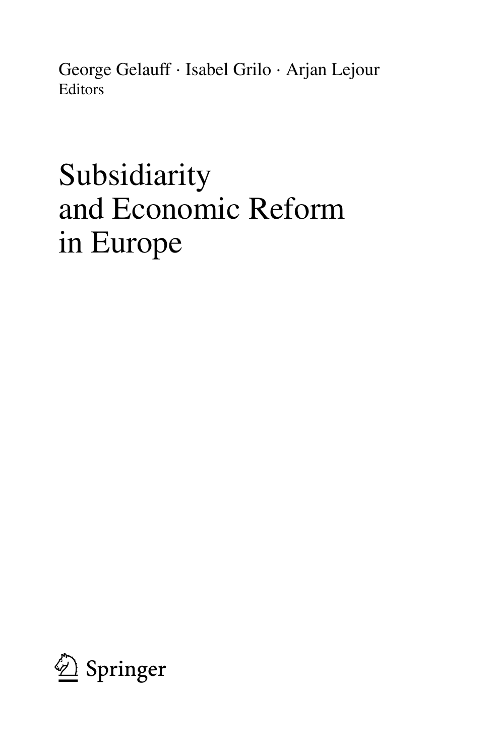George Gelauff · Isabel Grilo · Arjan Lejour
Editors

# Subsidiarity and Economic Reform in Europe

Springer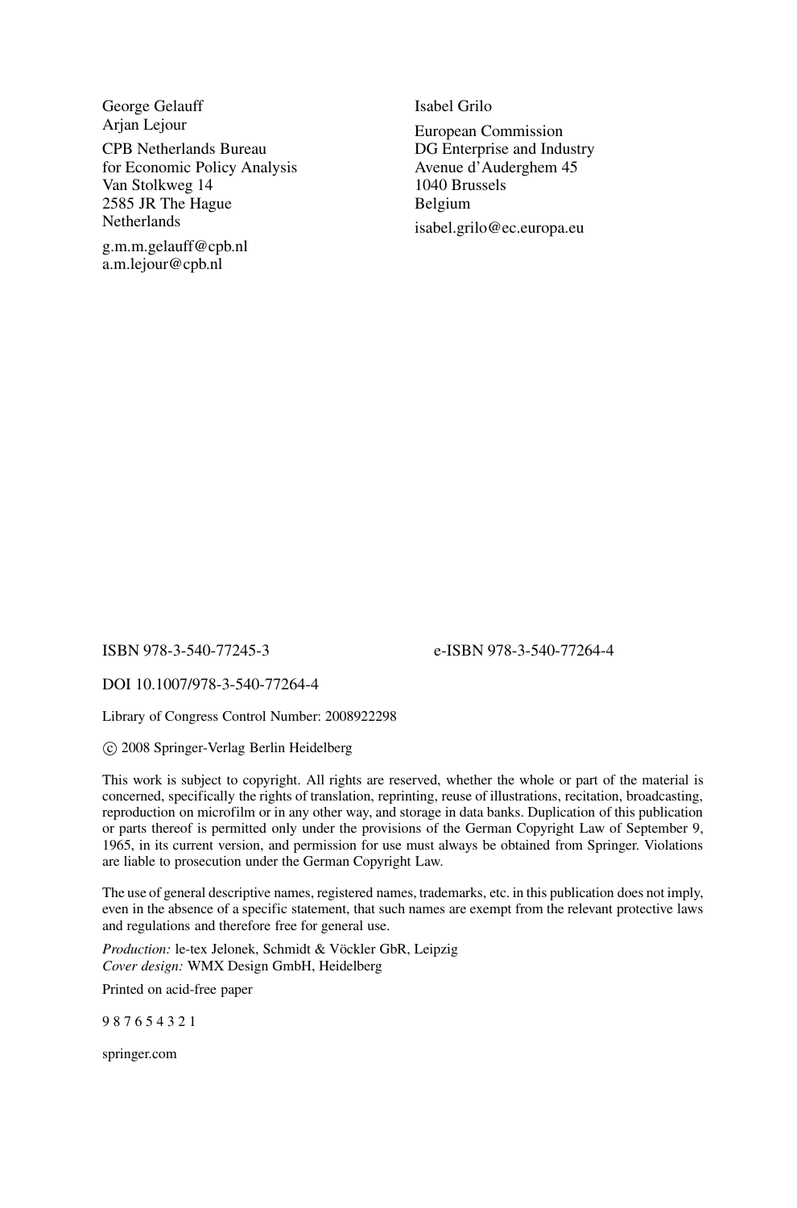George Gelauff
Arjan Lejour

CPB Netherlands Bureau
for Economic Policy Analysis
Van Stolkweg 14
2585 JR The Hague
Netherlands

g.m.m.gelauff@cpb.nl
a.m.lejour@cpb.nl

Isabel Grilo

European Commission
DG Enterprise and Industry
Avenue d'Auderghem 45
1040 Brussels
Belgium

isabel.grilo@ec.europa.eu

ISBN 978-3-540-77245-3 e-ISBN 978-3-540-77264-4

DOI 10.1007/978-3-540-77264-4

Library of Congress Control Number: 2008922298

© 2008 Springer-Verlag Berlin Heidelberg

This work is subject to copyright. All rights are reserved, whether the whole or part of the material is concerned, specifically the rights of translation, reprinting, reuse of illustrations, recitation, broadcasting, reproduction on microfilm or in any other way, and storage in data banks. Duplication of this publication or parts thereof is permitted only under the provisions of the German Copyright Law of September 9, 1965, in its current version, and permission for use must always be obtained from Springer. Violations are liable to prosecution under the German Copyright Law.

The use of general descriptive names, registered names, trademarks, etc. in this publication does not imply, even in the absence of a specific statement, that such names are exempt from the relevant protective laws and regulations and therefore free for general use.

*Production:* le-tex Jelonek, Schmidt & Vöckler GbR, Leipzig
*Cover design:* WMX Design GmbH, Heidelberg

Printed on acid-free paper

9 8 7 6 5 4 3 2 1

springer.com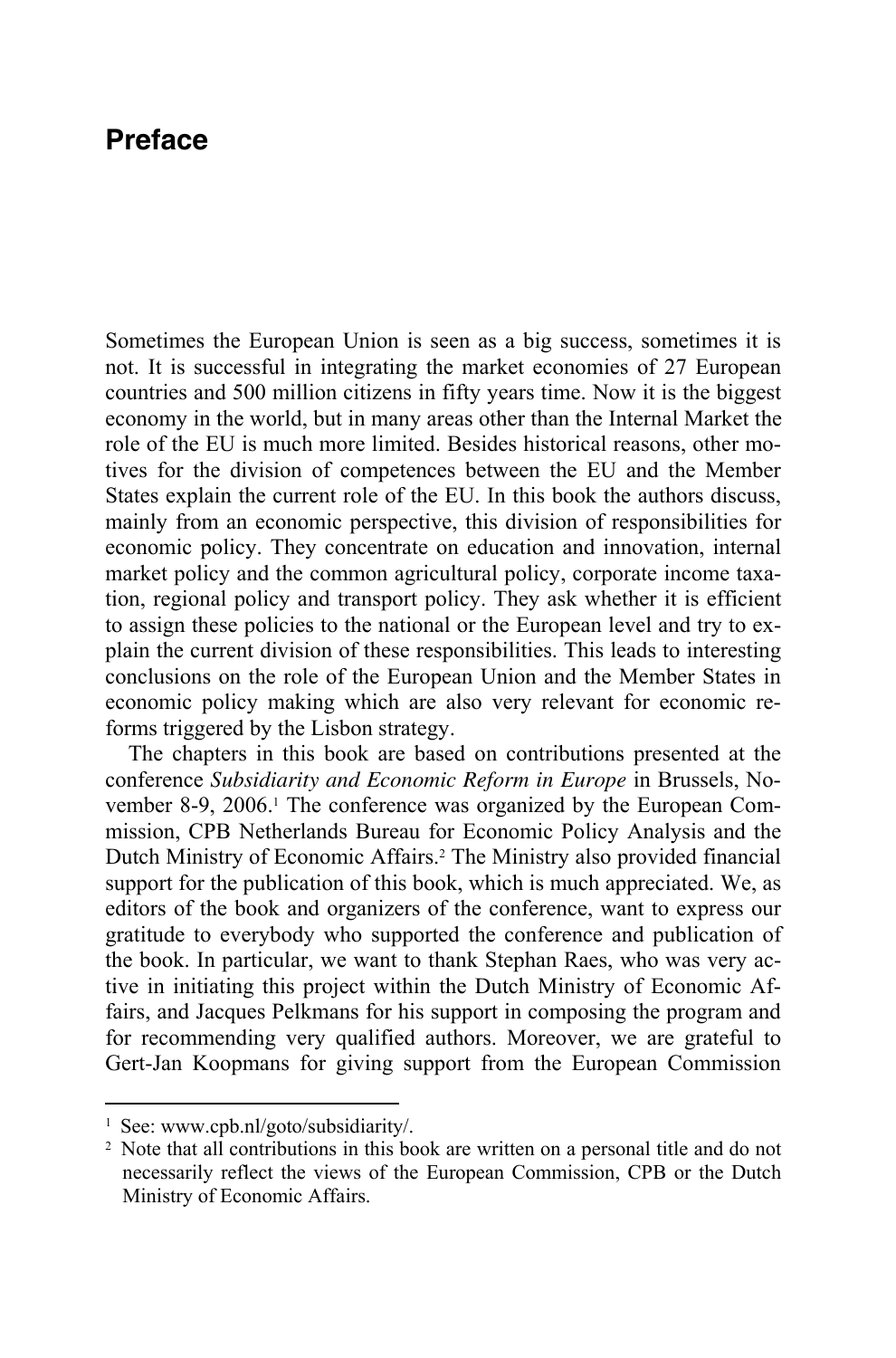# Preface

Sometimes the European Union is seen as a big success, sometimes it is not. It is successful in integrating the market economies of 27 European countries and 500 million citizens in fifty years time. Now it is the biggest economy in the world, but in many areas other than the Internal Market the role of the EU is much more limited. Besides historical reasons, other motives for the division of competences between the EU and the Member States explain the current role of the EU. In this book the authors discuss, mainly from an economic perspective, this division of responsibilities for economic policy. They concentrate on education and innovation, internal market policy and the common agricultural policy, corporate income taxation, regional policy and transport policy. They ask whether it is efficient to assign these policies to the national or the European level and try to explain the current division of these responsibilities. This leads to interesting conclusions on the role of the European Union and the Member States in economic policy making which are also very relevant for economic reforms triggered by the Lisbon strategy.

The chapters in this book are based on contributions presented at the conference *Subsidiarity and Economic Reform in Europe* in Brussels, November 8-9, 2006.[1] The conference was organized by the European Commission, CPB Netherlands Bureau for Economic Policy Analysis and the Dutch Ministry of Economic Affairs.[2] The Ministry also provided financial support for the publication of this book, which is much appreciated. We, as editors of the book and organizers of the conference, want to express our gratitude to everybody who supported the conference and publication of the book. In particular, we want to thank Stephan Raes, who was very active in initiating this project within the Dutch Ministry of Economic Affairs, and Jacques Pelkmans for his support in composing the program and for recommending very qualified authors. Moreover, we are grateful to Gert-Jan Koopmans for giving support from the European Commission

[1] See: www.cpb.nl/goto/subsidiarity/.

[2] Note that all contributions in this book are written on a personal title and do not necessarily reflect the views of the European Commission, CPB or the Dutch Ministry of Economic Affairs.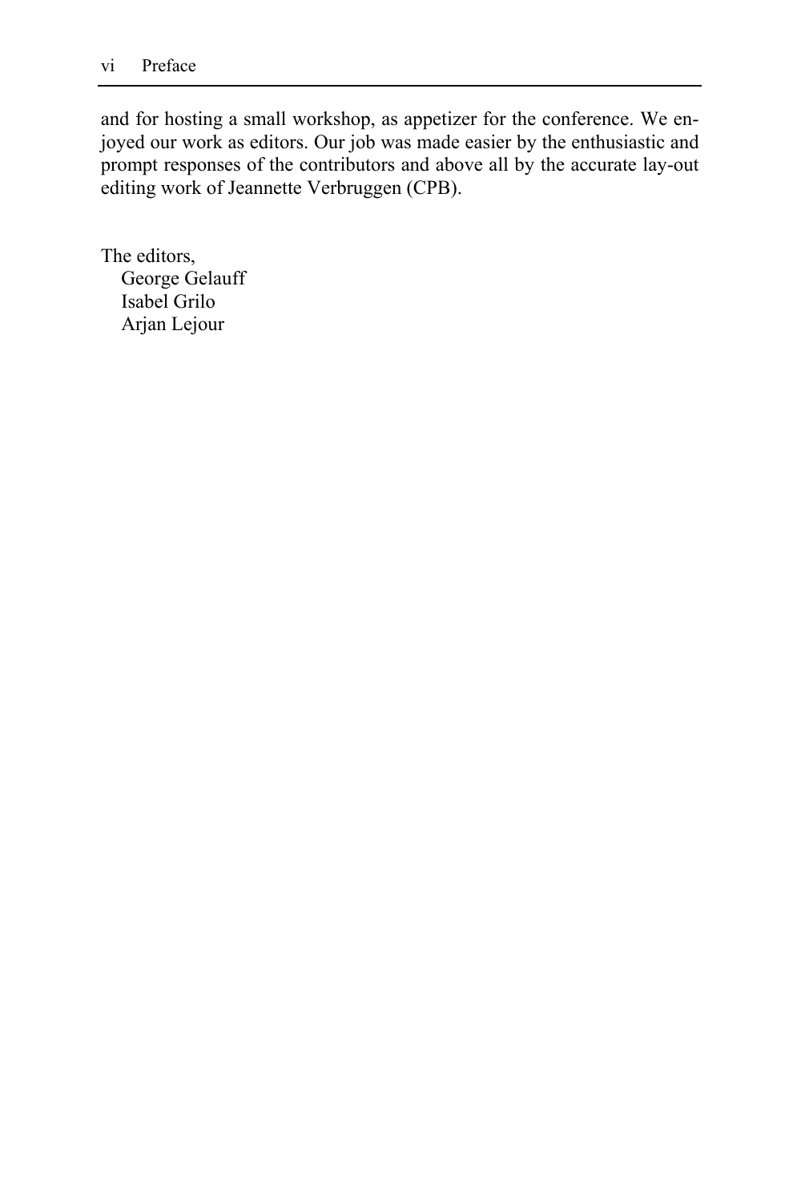and for hosting a small workshop, as appetizer for the conference. We enjoyed our work as editors. Our job was made easier by the enthusiastic and prompt responses of the contributors and above all by the accurate lay-out editing work of Jeannette Verbruggen (CPB).

The editors,  
George Gelauff  
Isabel Grilo  
Arjan Lejour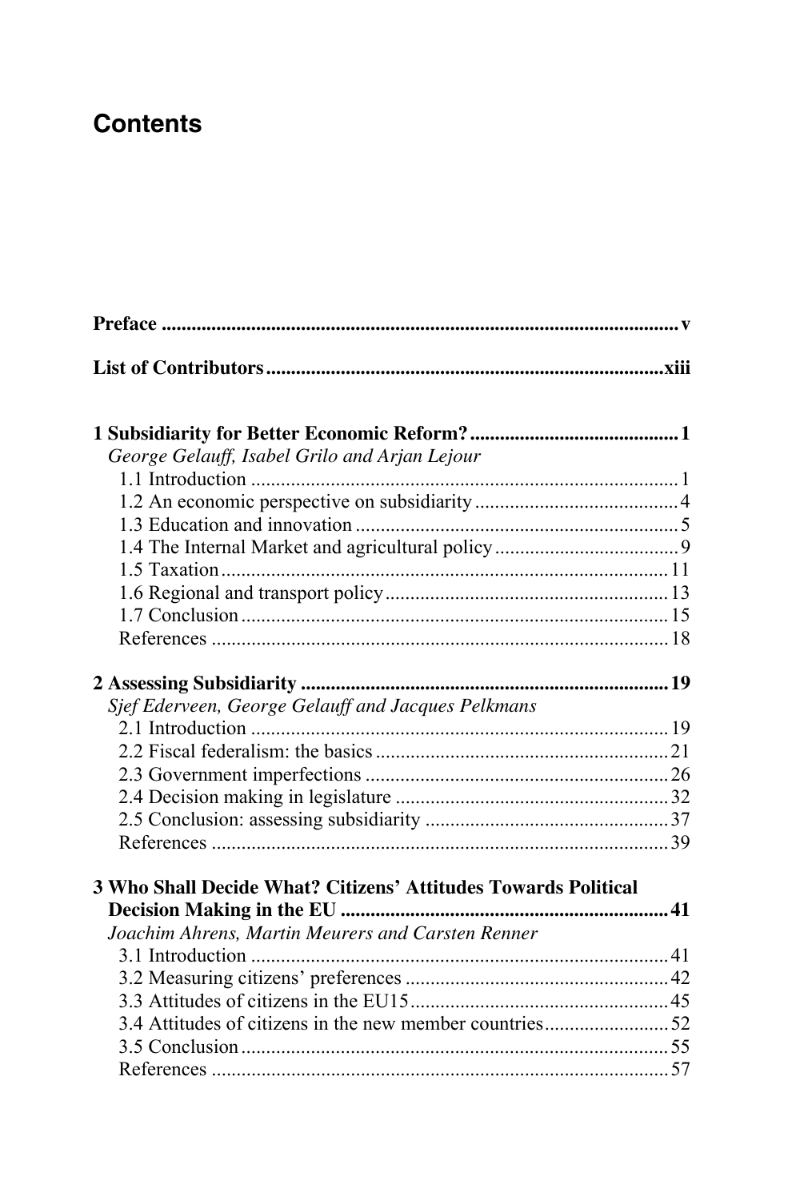# Contents

**Preface** ........................................................................................... v

**List of Contributors** ................................................................... xiii

**1 Subsidiarity for Better Economic Reform?** ........................................ 1
*George Gelauff, Isabel Grilo and Arjan Lejour*
1.1 Introduction ..................................................................................... 1
1.2 An economic perspective on subsidiarity ........................................ 4
1.3 Education and innovation ................................................................ 5
1.4 The Internal Market and agricultural policy .................................... 9
1.5 Taxation ......................................................................................... 11
1.6 Regional and transport policy ........................................................ 13
1.7 Conclusion ..................................................................................... 15
References ........................................................................................... 18

**2 Assessing Subsidiarity** ........................................................................ 19
*Sjef Ederveen, George Gelauff and Jacques Pelkmans*
2.1 Introduction ................................................................................... 19
2.2 Fiscal federalism: the basics .......................................................... 21
2.3 Government imperfections ............................................................ 26
2.4 Decision making in legislature ...................................................... 32
2.5 Conclusion: assessing subsidiarity ................................................ 37
References ........................................................................................... 39

**3 Who Shall Decide What? Citizens' Attitudes Towards Political Decision Making in the EU** ................................................................. 41
*Joachim Ahrens, Martin Meurers and Carsten Renner*
3.1 Introduction ................................................................................... 41
3.2 Measuring citizens' preferences .................................................... 42
3.3 Attitudes of citizens in the EU15 ................................................... 45
3.4 Attitudes of citizens in the new member countries ......................... 52
3.5 Conclusion ..................................................................................... 55
References ........................................................................................... 57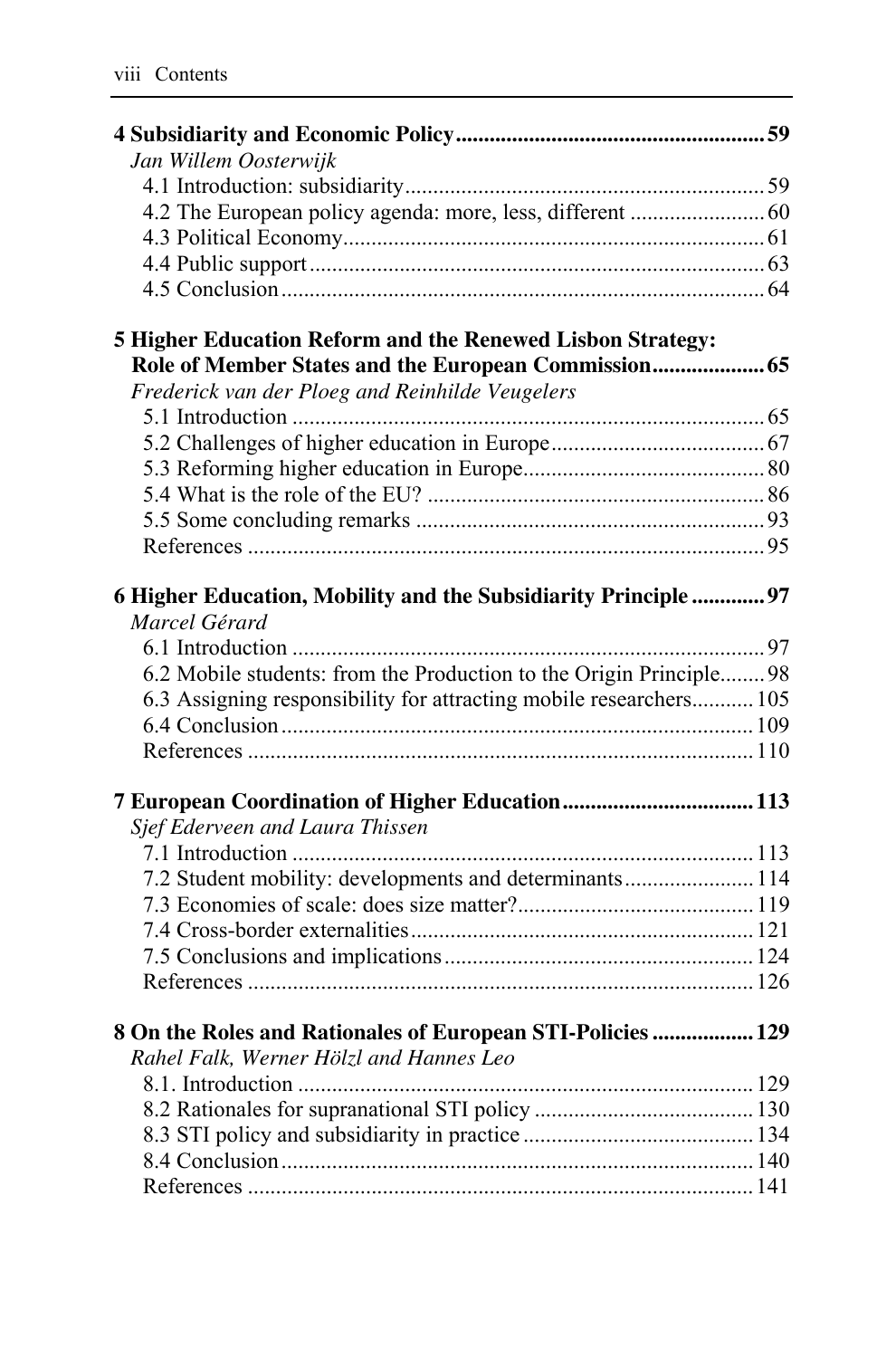**4 Subsidiarity and Economic Policy** ..... 59
*Jan Willem Oosterwijk*
4.1 Introduction: subsidiarity ..... 59
4.2 The European policy agenda: more, less, different ..... 60
4.3 Political Economy ..... 61
4.4 Public support ..... 63
4.5 Conclusion ..... 64

**5 Higher Education Reform and the Renewed Lisbon Strategy: Role of Member States and the European Commission** ..... 65
*Frederick van der Ploeg and Reinhilde Veugelers*
5.1 Introduction ..... 65
5.2 Challenges of higher education in Europe ..... 67
5.3 Reforming higher education in Europe ..... 80
5.4 What is the role of the EU? ..... 86
5.5 Some concluding remarks ..... 93
References ..... 95

**6 Higher Education, Mobility and the Subsidiarity Principle** ..... 97
*Marcel Gérard*
6.1 Introduction ..... 97
6.2 Mobile students: from the Production to the Origin Principle ..... 98
6.3 Assigning responsibility for attracting mobile researchers ..... 105
6.4 Conclusion ..... 109
References ..... 110

**7 European Coordination of Higher Education** ..... 113
*Sjef Ederveen and Laura Thissen*
7.1 Introduction ..... 113
7.2 Student mobility: developments and determinants ..... 114
7.3 Economies of scale: does size matter? ..... 119
7.4 Cross-border externalities ..... 121
7.5 Conclusions and implications ..... 124
References ..... 126

**8 On the Roles and Rationales of European STI-Policies** ..... 129
*Rahel Falk, Werner Hölzl and Hannes Leo*
8.1. Introduction ..... 129
8.2 Rationales for supranational STI policy ..... 130
8.3 STI policy and subsidiarity in practice ..... 134
8.4 Conclusion ..... 140
References ..... 141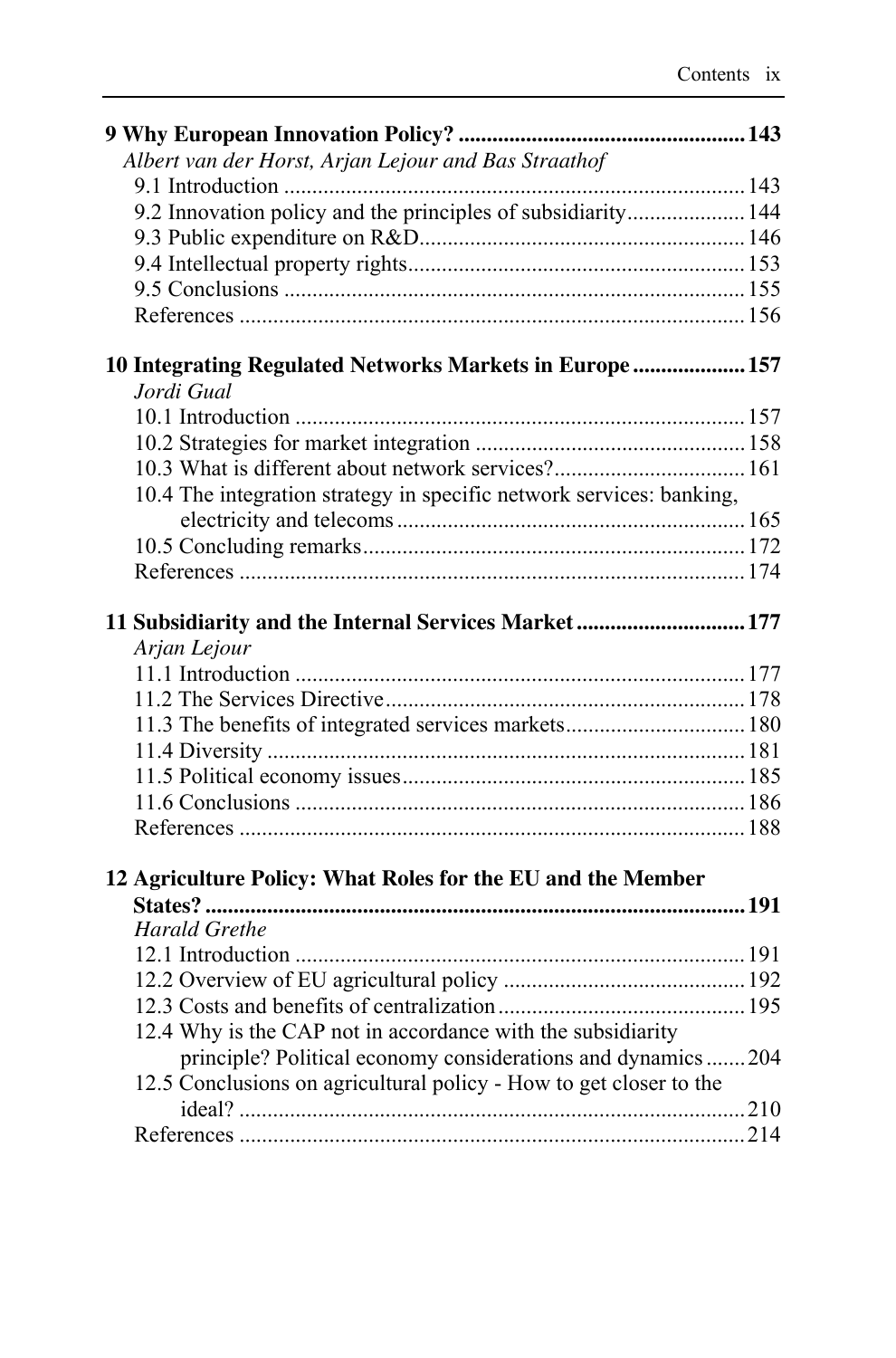**9 Why European Innovation Policy? ... 143**

*Albert van der Horst, Arjan Lejour and Bas Straathof*

9.1 Introduction ... 143
9.2 Innovation policy and the principles of subsidiarity ... 144
9.3 Public expenditure on R&D ... 146
9.4 Intellectual property rights ... 153
9.5 Conclusions ... 155
References ... 156

**10 Integrating Regulated Networks Markets in Europe ... 157**

*Jordi Gual*

10.1 Introduction ... 157
10.2 Strategies for market integration ... 158
10.3 What is different about network services? ... 161
10.4 The integration strategy in specific network services: banking, electricity and telecoms ... 165
10.5 Concluding remarks ... 172
References ... 174

**11 Subsidiarity and the Internal Services Market ... 177**

*Arjan Lejour*

11.1 Introduction ... 177
11.2 The Services Directive ... 178
11.3 The benefits of integrated services markets ... 180
11.4 Diversity ... 181
11.5 Political economy issues ... 185
11.6 Conclusions ... 186
References ... 188

**12 Agriculture Policy: What Roles for the EU and the Member States? ... 191**

*Harald Grethe*

12.1 Introduction ... 191
12.2 Overview of EU agricultural policy ... 192
12.3 Costs and benefits of centralization ... 195
12.4 Why is the CAP not in accordance with the subsidiarity principle? Political economy considerations and dynamics ... 204
12.5 Conclusions on agricultural policy - How to get closer to the ideal? ... 210
References ... 214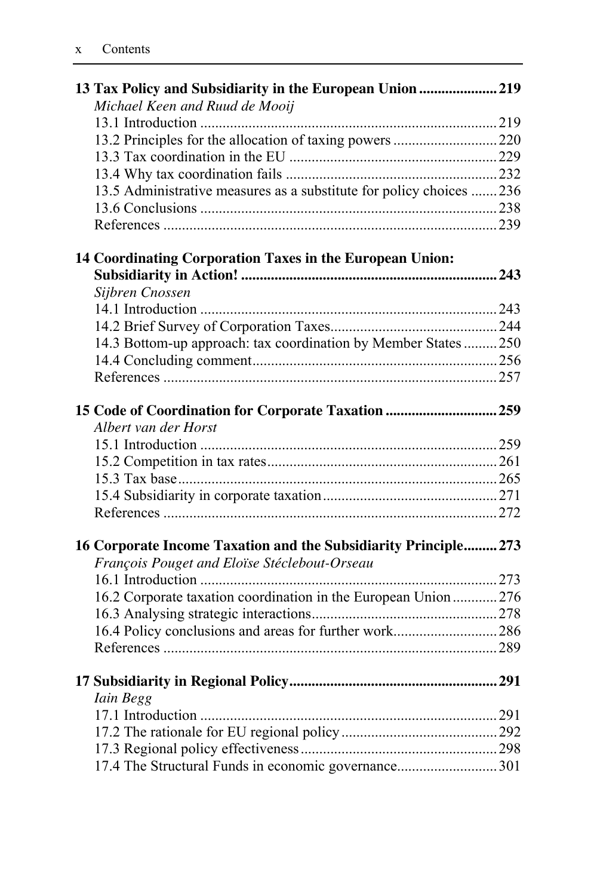**13 Tax Policy and Subsidiarity in the European Union** ..................... 219
*Michael Keen and Ruud de Mooij*
13.1 Introduction ................................................................................ 219
13.2 Principles for the allocation of taxing powers ............................ 220
13.3 Tax coordination in the EU ........................................................ 229
13.4 Why tax coordination fails ......................................................... 232
13.5 Administrative measures as a substitute for policy choices ....... 236
13.6 Conclusions ................................................................................ 238
References .......................................................................................... 239

**14 Coordinating Corporation Taxes in the European Union: Subsidiarity in Action!** .................................................................... 243
*Sijbren Cnossen*
14.1 Introduction ................................................................................ 243
14.2 Brief Survey of Corporation Taxes............................................. 244
14.3 Bottom-up approach: tax coordination by Member States ......... 250
14.4 Concluding comment.................................................................. 256
References .......................................................................................... 257

**15 Code of Coordination for Corporate Taxation** ............................. 259
*Albert van der Horst*
15.1 Introduction ................................................................................ 259
15.2 Competition in tax rates.............................................................. 261
15.3 Tax base...................................................................................... 265
15.4 Subsidiarity in corporate taxation............................................... 271
References .......................................................................................... 272

**16 Corporate Income Taxation and the Subsidiarity Principle**......... 273
*François Pouget and Eloïse Stéclebout-Orseau*
16.1 Introduction ................................................................................ 273
16.2 Corporate taxation coordination in the European Union ............ 276
16.3 Analysing strategic interactions.................................................. 278
16.4 Policy conclusions and areas for further work............................ 286
References .......................................................................................... 289

**17 Subsidiarity in Regional Policy**........................................................ 291
*Iain Begg*
17.1 Introduction ................................................................................ 291
17.2 The rationale for EU regional policy .......................................... 292
17.3 Regional policy effectiveness ..................................................... 298
17.4 The Structural Funds in economic governance........................... 301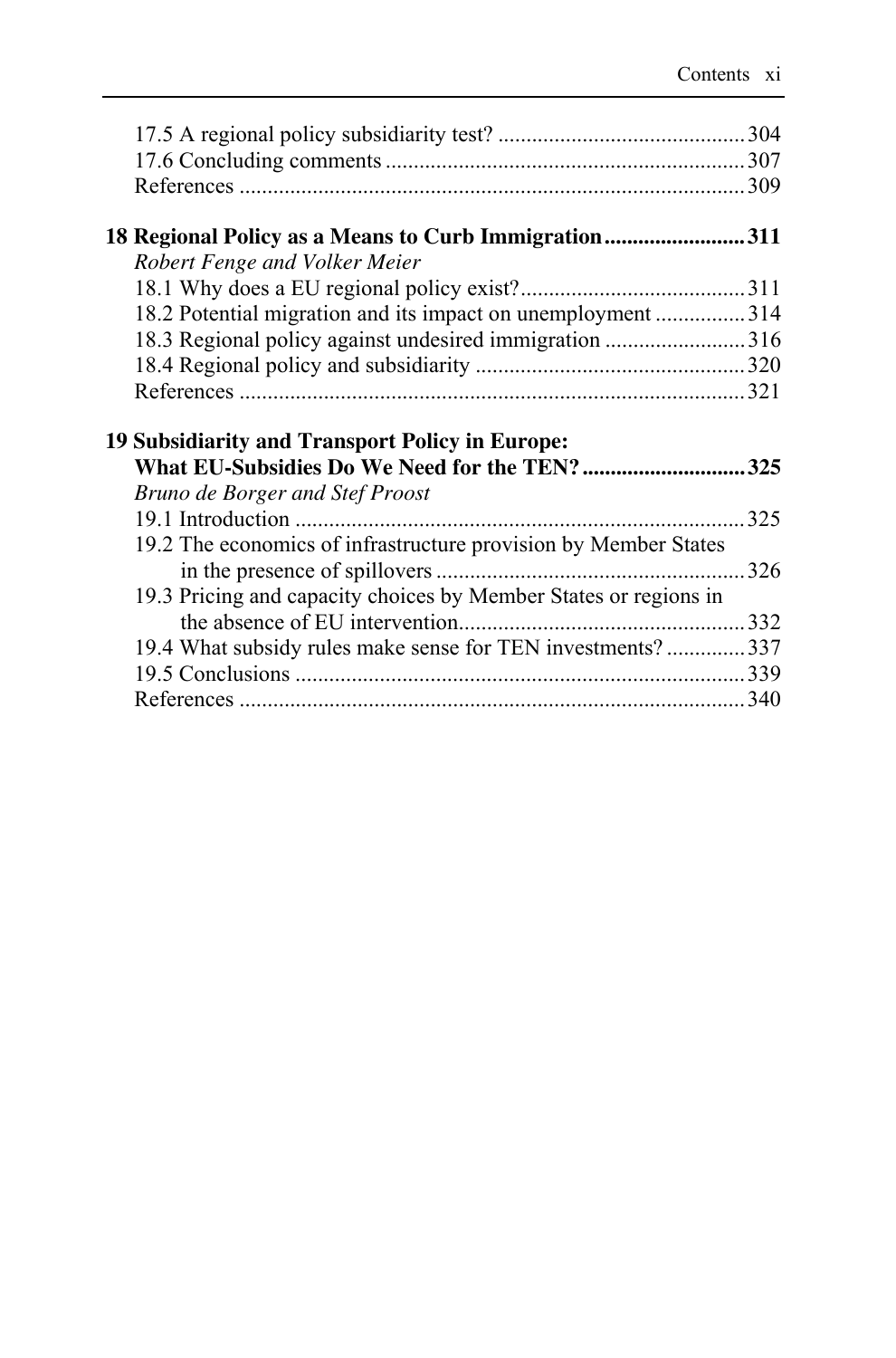17.5 A regional policy subsidiarity test? ............................................ 304
17.6 Concluding comments ............................................................... 307
References ......................................................................................... 309

**18 Regional Policy as a Means to Curb Immigration ......................... 311**
*Robert Fenge and Volker Meier*
18.1 Why does a EU regional policy exist? ........................................ 311
18.2 Potential migration and its impact on unemployment ................ 314
18.3 Regional policy against undesired immigration ......................... 316
18.4 Regional policy and subsidiarity ............................................... 320
References ......................................................................................... 321

**19 Subsidiarity and Transport Policy in Europe: What EU-Subsidies Do We Need for the TEN? ............................ 325**
*Bruno de Borger and Stef Proost*
19.1 Introduction ............................................................................... 325
19.2 The economics of infrastructure provision by Member States in the presence of spillovers ....................................................... 326
19.3 Pricing and capacity choices by Member States or regions in the absence of EU intervention.................................................. 332
19.4 What subsidy rules make sense for TEN investments? ............. 337
19.5 Conclusions ............................................................................... 339
References ......................................................................................... 340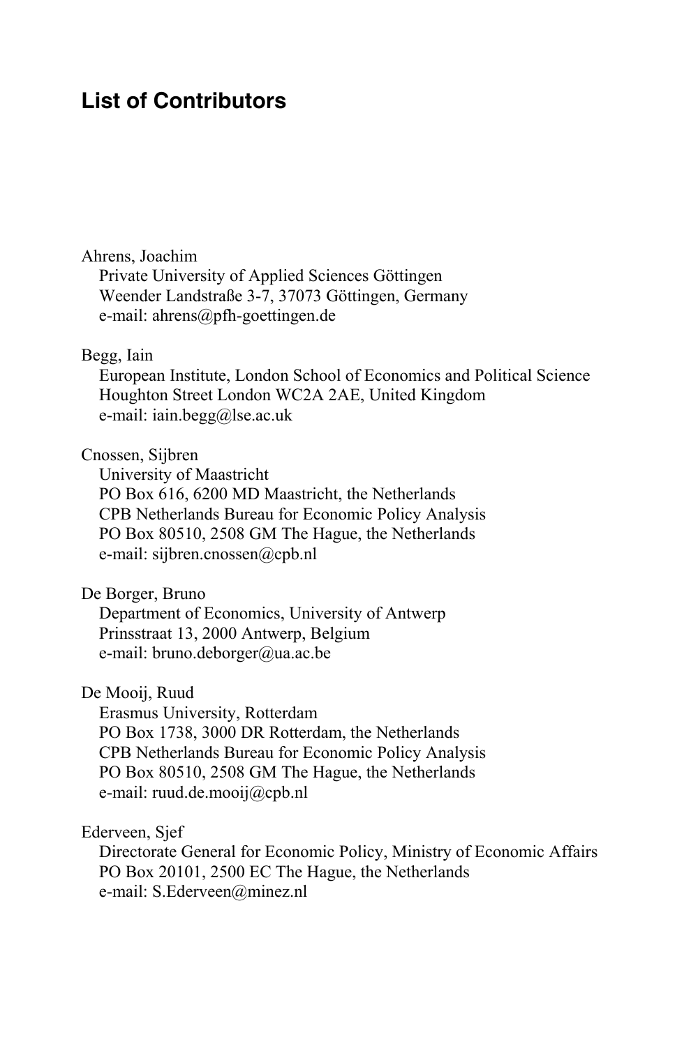## List of Contributors

Ahrens, Joachim
Private University of Applied Sciences Göttingen
Weender Landstraße 3-7, 37073 Göttingen, Germany
e-mail: ahrens@pfh-goettingen.de

Begg, Iain
European Institute, London School of Economics and Political Science
Houghton Street London WC2A 2AE, United Kingdom
e-mail: iain.begg@lse.ac.uk

Cnossen, Sijbren
University of Maastricht
PO Box 616, 6200 MD Maastricht, the Netherlands
CPB Netherlands Bureau for Economic Policy Analysis
PO Box 80510, 2508 GM The Hague, the Netherlands
e-mail: sijbren.cnossen@cpb.nl

De Borger, Bruno
Department of Economics, University of Antwerp
Prinsstraat 13, 2000 Antwerp, Belgium
e-mail: bruno.deborger@ua.ac.be

De Mooij, Ruud
Erasmus University, Rotterdam
PO Box 1738, 3000 DR Rotterdam, the Netherlands
CPB Netherlands Bureau for Economic Policy Analysis
PO Box 80510, 2508 GM The Hague, the Netherlands
e-mail: ruud.de.mooij@cpb.nl

Ederveen, Sjef
Directorate General for Economic Policy, Ministry of Economic Affairs
PO Box 20101, 2500 EC The Hague, the Netherlands
e-mail: S.Ederveen@minez.nl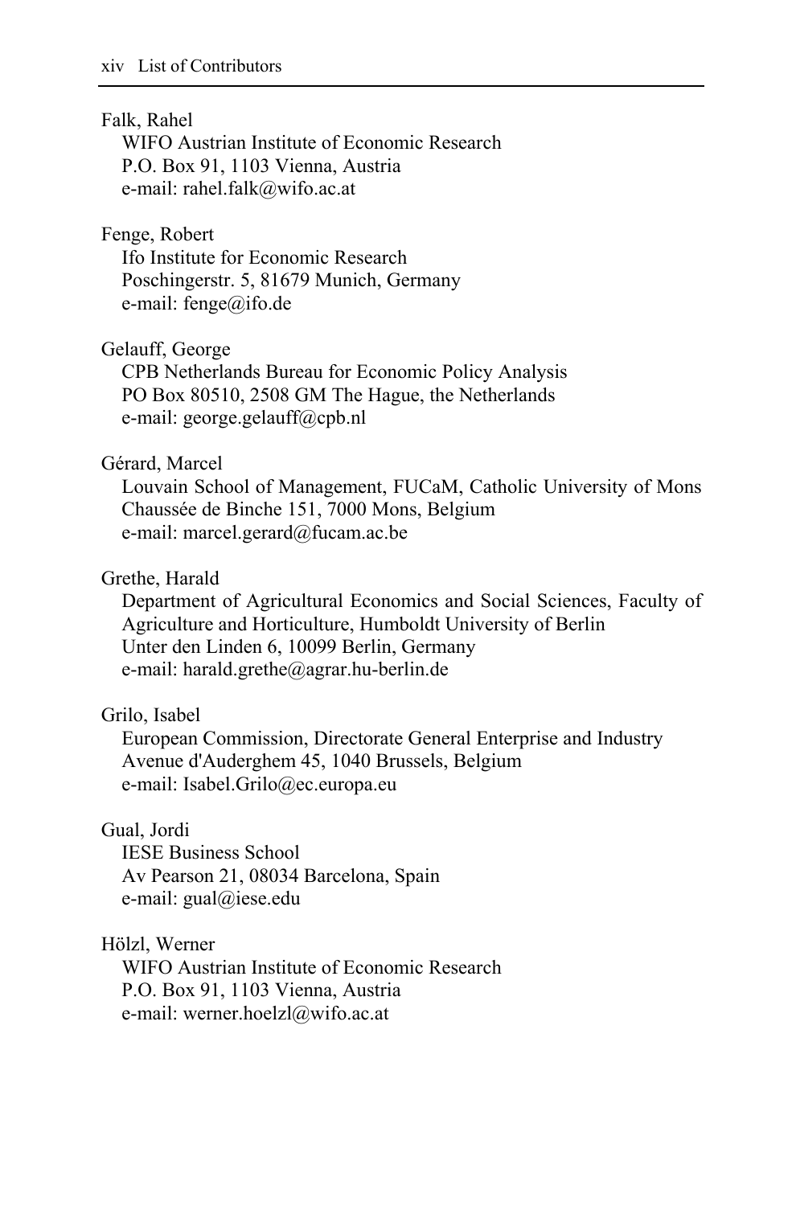Falk, Rahel
WIFO Austrian Institute of Economic Research
P.O. Box 91, 1103 Vienna, Austria
e-mail: rahel.falk@wifo.ac.at

Fenge, Robert
Ifo Institute for Economic Research
Poschingerstr. 5, 81679 Munich, Germany
e-mail: fenge@ifo.de

Gelauff, George
CPB Netherlands Bureau for Economic Policy Analysis
PO Box 80510, 2508 GM The Hague, the Netherlands
e-mail: george.gelauff@cpb.nl

Gérard, Marcel
Louvain School of Management, FUCaM, Catholic University of Mons
Chaussée de Binche 151, 7000 Mons, Belgium
e-mail: marcel.gerard@fucam.ac.be

Grethe, Harald
Department of Agricultural Economics and Social Sciences, Faculty of Agriculture and Horticulture, Humboldt University of Berlin
Unter den Linden 6, 10099 Berlin, Germany
e-mail: harald.grethe@agrar.hu-berlin.de

Grilo, Isabel
European Commission, Directorate General Enterprise and Industry
Avenue d'Auderghem 45, 1040 Brussels, Belgium
e-mail: Isabel.Grilo@ec.europa.eu

Gual, Jordi
IESE Business School
Av Pearson 21, 08034 Barcelona, Spain
e-mail: gual@iese.edu

Hölzl, Werner
WIFO Austrian Institute of Economic Research
P.O. Box 91, 1103 Vienna, Austria
e-mail: werner.hoelzl@wifo.ac.at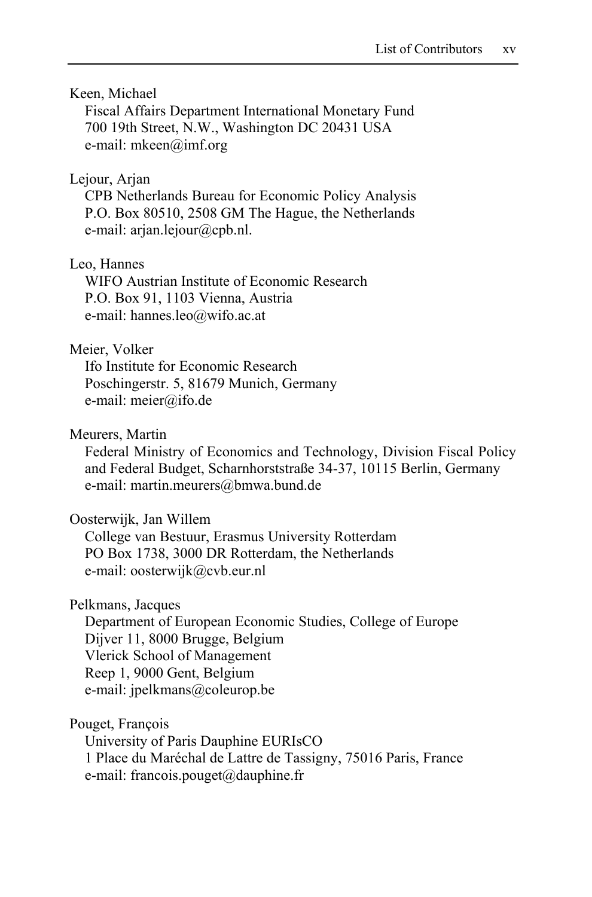Keen, Michael
Fiscal Affairs Department International Monetary Fund
700 19th Street, N.W., Washington DC 20431 USA
e-mail: mkeen@imf.org

Lejour, Arjan
CPB Netherlands Bureau for Economic Policy Analysis
P.O. Box 80510, 2508 GM The Hague, the Netherlands
e-mail: arjan.lejour@cpb.nl.

Leo, Hannes
WIFO Austrian Institute of Economic Research
P.O. Box 91, 1103 Vienna, Austria
e-mail: hannes.leo@wifo.ac.at

Meier, Volker
Ifo Institute for Economic Research
Poschingerstr. 5, 81679 Munich, Germany
e-mail: meier@ifo.de

Meurers, Martin
Federal Ministry of Economics and Technology, Division Fiscal Policy and Federal Budget, Scharnhorststraße 34-37, 10115 Berlin, Germany
e-mail: martin.meurers@bmwa.bund.de

Oosterwijk, Jan Willem
College van Bestuur, Erasmus University Rotterdam
PO Box 1738, 3000 DR Rotterdam, the Netherlands
e-mail: oosterwijk@cvb.eur.nl

Pelkmans, Jacques
Department of European Economic Studies, College of Europe
Dijver 11, 8000 Brugge, Belgium
Vlerick School of Management
Reep 1, 9000 Gent, Belgium
e-mail: jpelkmans@coleurop.be

Pouget, François
University of Paris Dauphine EURIsCO
1 Place du Maréchal de Lattre de Tassigny, 75016 Paris, France
e-mail: francois.pouget@dauphine.fr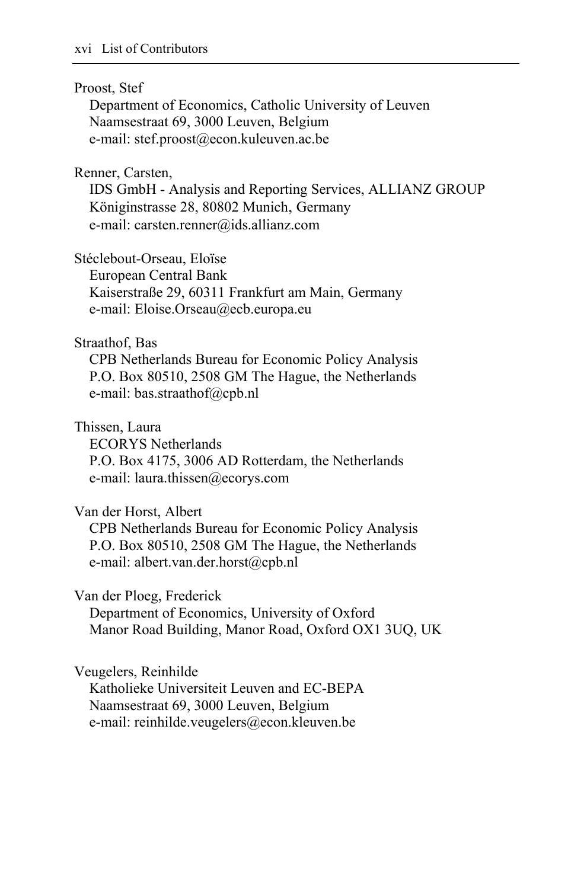Proost, Stef
Department of Economics, Catholic University of Leuven
Naamsestraat 69, 3000 Leuven, Belgium
e-mail: stef.proost@econ.kuleuven.ac.be

Renner, Carsten,
IDS GmbH - Analysis and Reporting Services, ALLIANZ GROUP
Königinstrasse 28, 80802 Munich, Germany
e-mail: carsten.renner@ids.allianz.com

Stéclebout-Orseau, Eloïse
European Central Bank
Kaiserstraße 29, 60311 Frankfurt am Main, Germany
e-mail: Eloise.Orseau@ecb.europa.eu

Straathof, Bas
CPB Netherlands Bureau for Economic Policy Analysis
P.O. Box 80510, 2508 GM The Hague, the Netherlands
e-mail: bas.straathof@cpb.nl

Thissen, Laura
ECORYS Netherlands
P.O. Box 4175, 3006 AD Rotterdam, the Netherlands
e-mail: laura.thissen@ecorys.com

Van der Horst, Albert
CPB Netherlands Bureau for Economic Policy Analysis
P.O. Box 80510, 2508 GM The Hague, the Netherlands
e-mail: albert.van.der.horst@cpb.nl

Van der Ploeg, Frederick
Department of Economics, University of Oxford
Manor Road Building, Manor Road, Oxford OX1 3UQ, UK

Veugelers, Reinhilde
Katholieke Universiteit Leuven and EC-BEPA
Naamsestraat 69, 3000 Leuven, Belgium
e-mail: reinhilde.veugelers@econ.kleuven.be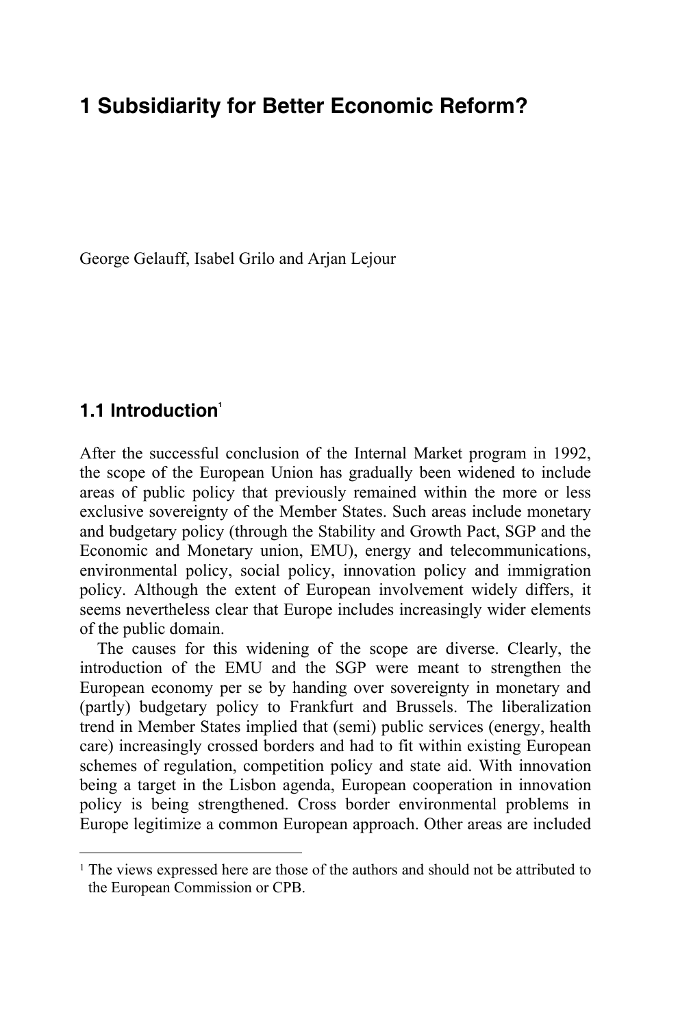# 1 Subsidiarity for Better Economic Reform?

George Gelauff, Isabel Grilo and Arjan Lejour

## 1.1 Introduction[1]

After the successful conclusion of the Internal Market program in 1992, the scope of the European Union has gradually been widened to include areas of public policy that previously remained within the more or less exclusive sovereignty of the Member States. Such areas include monetary and budgetary policy (through the Stability and Growth Pact, SGP and the Economic and Monetary union, EMU), energy and telecommunications, environmental policy, social policy, innovation policy and immigration policy. Although the extent of European involvement widely differs, it seems nevertheless clear that Europe includes increasingly wider elements of the public domain.

The causes for this widening of the scope are diverse. Clearly, the introduction of the EMU and the SGP were meant to strengthen the European economy per se by handing over sovereignty in monetary and (partly) budgetary policy to Frankfurt and Brussels. The liberalization trend in Member States implied that (semi) public services (energy, health care) increasingly crossed borders and had to fit within existing European schemes of regulation, competition policy and state aid. With innovation being a target in the Lisbon agenda, European cooperation in innovation policy is being strengthened. Cross border environmental problems in Europe legitimize a common European approach. Other areas are included

---

[1] The views expressed here are those of the authors and should not be attributed to the European Commission or CPB.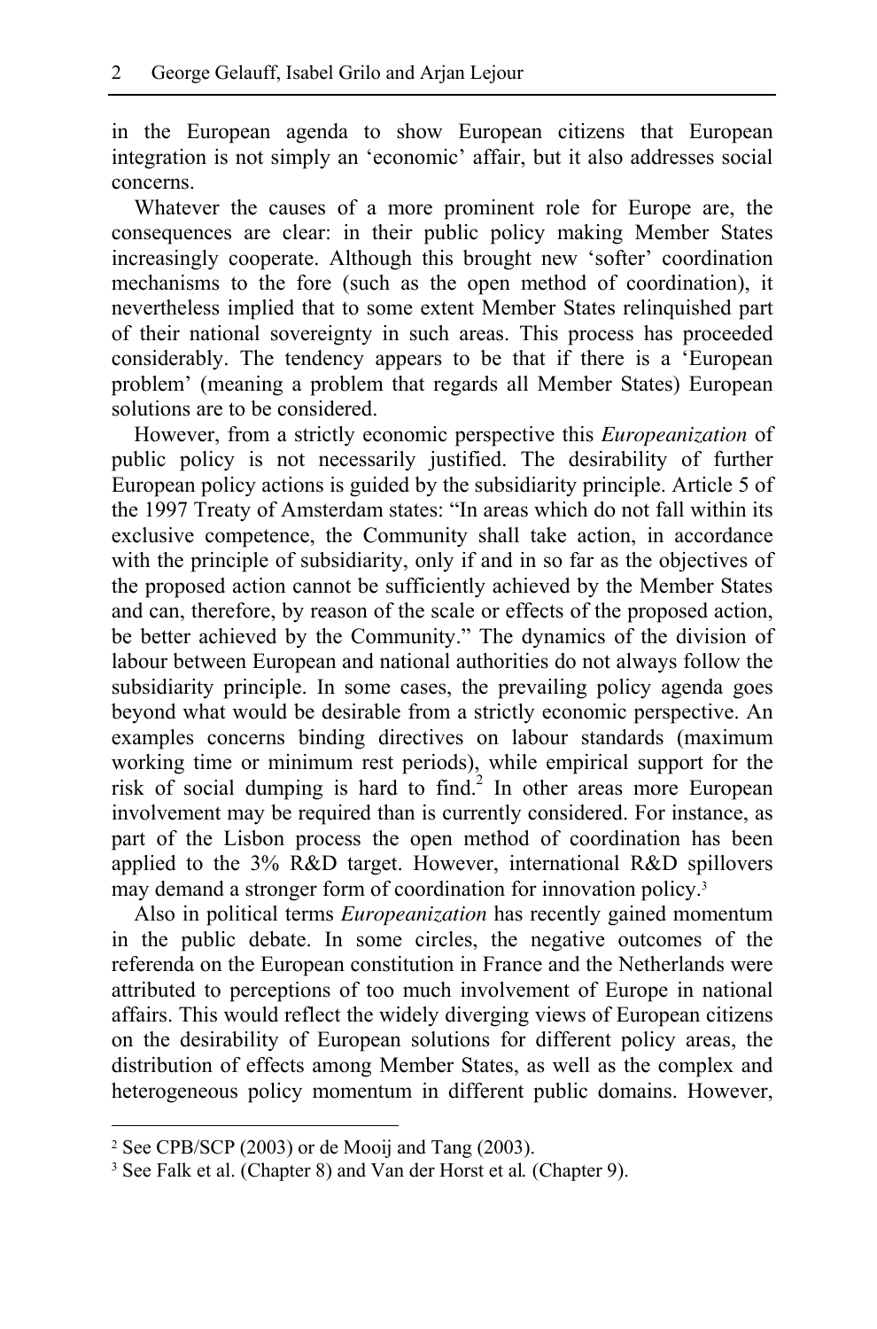in the European agenda to show European citizens that European integration is not simply an 'economic' affair, but it also addresses social concerns.

Whatever the causes of a more prominent role for Europe are, the consequences are clear: in their public policy making Member States increasingly cooperate. Although this brought new 'softer' coordination mechanisms to the fore (such as the open method of coordination), it nevertheless implied that to some extent Member States relinquished part of their national sovereignty in such areas. This process has proceeded considerably. The tendency appears to be that if there is a 'European problem' (meaning a problem that regards all Member States) European solutions are to be considered.

However, from a strictly economic perspective this *Europeanization* of public policy is not necessarily justified. The desirability of further European policy actions is guided by the subsidiarity principle. Article 5 of the 1997 Treaty of Amsterdam states: "In areas which do not fall within its exclusive competence, the Community shall take action, in accordance with the principle of subsidiarity, only if and in so far as the objectives of the proposed action cannot be sufficiently achieved by the Member States and can, therefore, by reason of the scale or effects of the proposed action, be better achieved by the Community." The dynamics of the division of labour between European and national authorities do not always follow the subsidiarity principle. In some cases, the prevailing policy agenda goes beyond what would be desirable from a strictly economic perspective. An examples concerns binding directives on labour standards (maximum working time or minimum rest periods), while empirical support for the risk of social dumping is hard to find.[2] In other areas more European involvement may be required than is currently considered. For instance, as part of the Lisbon process the open method of coordination has been applied to the 3% R&D target. However, international R&D spillovers may demand a stronger form of coordination for innovation policy.[3]

Also in political terms *Europeanization* has recently gained momentum in the public debate. In some circles, the negative outcomes of the referenda on the European constitution in France and the Netherlands were attributed to perceptions of too much involvement of Europe in national affairs. This would reflect the widely diverging views of European citizens on the desirability of European solutions for different policy areas, the distribution of effects among Member States, as well as the complex and heterogeneous policy momentum in different public domains. However,

[2] See CPB/SCP (2003) or de Mooij and Tang (2003).

[3] See Falk et al. (Chapter 8) and Van der Horst et al*.* (Chapter 9).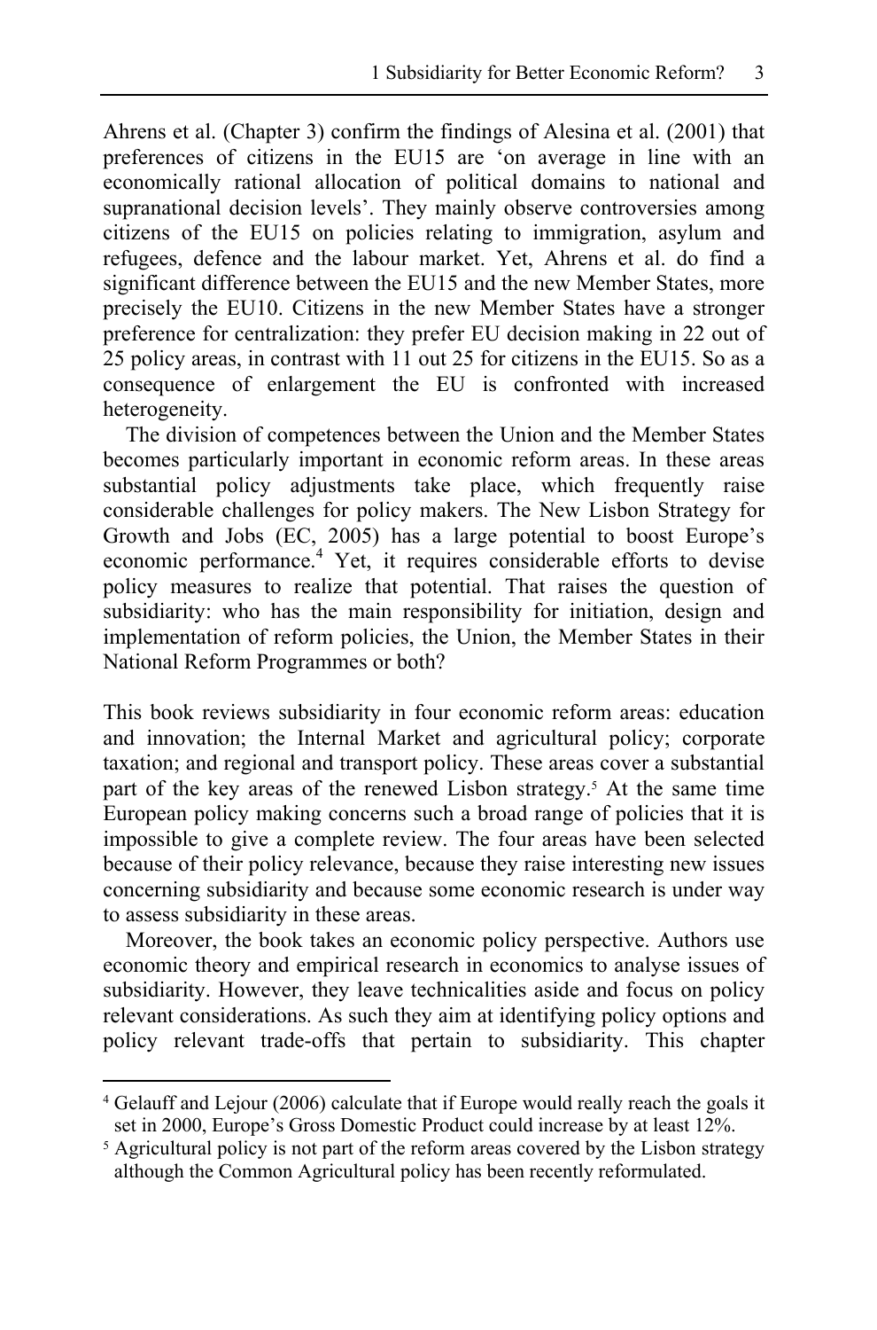Ahrens et al. (Chapter 3) confirm the findings of Alesina et al. (2001) that preferences of citizens in the EU15 are 'on average in line with an economically rational allocation of political domains to national and supranational decision levels'. They mainly observe controversies among citizens of the EU15 on policies relating to immigration, asylum and refugees, defence and the labour market. Yet, Ahrens et al. do find a significant difference between the EU15 and the new Member States, more precisely the EU10. Citizens in the new Member States have a stronger preference for centralization: they prefer EU decision making in 22 out of 25 policy areas, in contrast with 11 out 25 for citizens in the EU15. So as a consequence of enlargement the EU is confronted with increased heterogeneity.

The division of competences between the Union and the Member States becomes particularly important in economic reform areas. In these areas substantial policy adjustments take place, which frequently raise considerable challenges for policy makers. The New Lisbon Strategy for Growth and Jobs (EC, 2005) has a large potential to boost Europe's economic performance.[4] Yet, it requires considerable efforts to devise policy measures to realize that potential. That raises the question of subsidiarity: who has the main responsibility for initiation, design and implementation of reform policies, the Union, the Member States in their National Reform Programmes or both?

This book reviews subsidiarity in four economic reform areas: education and innovation; the Internal Market and agricultural policy; corporate taxation; and regional and transport policy. These areas cover a substantial part of the key areas of the renewed Lisbon strategy.[5] At the same time European policy making concerns such a broad range of policies that it is impossible to give a complete review. The four areas have been selected because of their policy relevance, because they raise interesting new issues concerning subsidiarity and because some economic research is under way to assess subsidiarity in these areas.

Moreover, the book takes an economic policy perspective. Authors use economic theory and empirical research in economics to analyse issues of subsidiarity. However, they leave technicalities aside and focus on policy relevant considerations. As such they aim at identifying policy options and policy relevant trade-offs that pertain to subsidiarity. This chapter

[4] Gelauff and Lejour (2006) calculate that if Europe would really reach the goals it set in 2000, Europe's Gross Domestic Product could increase by at least 12%.

[5] Agricultural policy is not part of the reform areas covered by the Lisbon strategy although the Common Agricultural policy has been recently reformulated.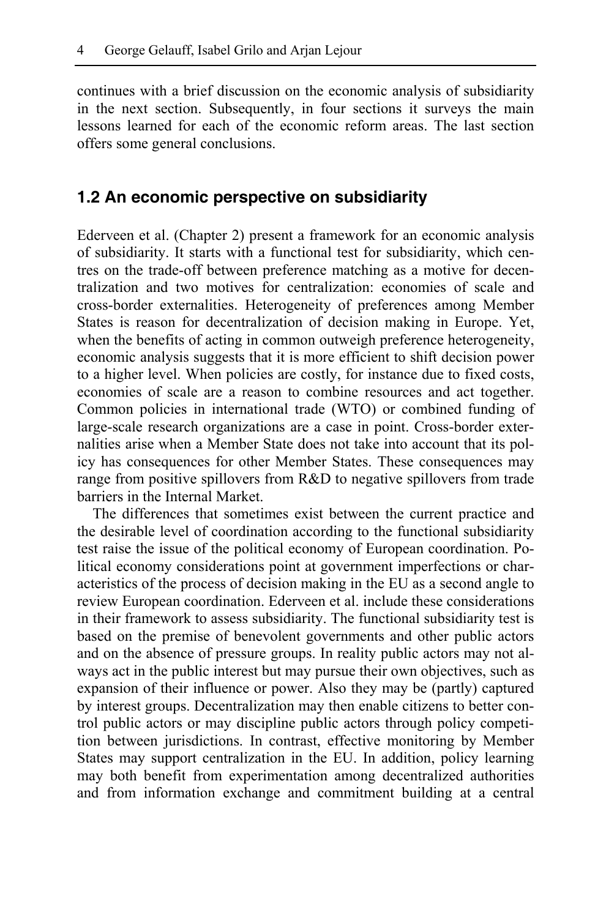continues with a brief discussion on the economic analysis of subsidiarity in the next section. Subsequently, in four sections it surveys the main lessons learned for each of the economic reform areas. The last section offers some general conclusions.

## 1.2 An economic perspective on subsidiarity

Ederveen et al. (Chapter 2) present a framework for an economic analysis of subsidiarity. It starts with a functional test for subsidiarity, which centres on the trade-off between preference matching as a motive for decentralization and two motives for centralization: economies of scale and cross-border externalities. Heterogeneity of preferences among Member States is reason for decentralization of decision making in Europe. Yet, when the benefits of acting in common outweigh preference heterogeneity, economic analysis suggests that it is more efficient to shift decision power to a higher level. When policies are costly, for instance due to fixed costs, economies of scale are a reason to combine resources and act together. Common policies in international trade (WTO) or combined funding of large-scale research organizations are a case in point. Cross-border externalities arise when a Member State does not take into account that its policy has consequences for other Member States. These consequences may range from positive spillovers from R&D to negative spillovers from trade barriers in the Internal Market.

The differences that sometimes exist between the current practice and the desirable level of coordination according to the functional subsidiarity test raise the issue of the political economy of European coordination. Political economy considerations point at government imperfections or characteristics of the process of decision making in the EU as a second angle to review European coordination. Ederveen et al. include these considerations in their framework to assess subsidiarity. The functional subsidiarity test is based on the premise of benevolent governments and other public actors and on the absence of pressure groups. In reality public actors may not always act in the public interest but may pursue their own objectives, such as expansion of their influence or power. Also they may be (partly) captured by interest groups. Decentralization may then enable citizens to better control public actors or may discipline public actors through policy competition between jurisdictions. In contrast, effective monitoring by Member States may support centralization in the EU. In addition, policy learning may both benefit from experimentation among decentralized authorities and from information exchange and commitment building at a central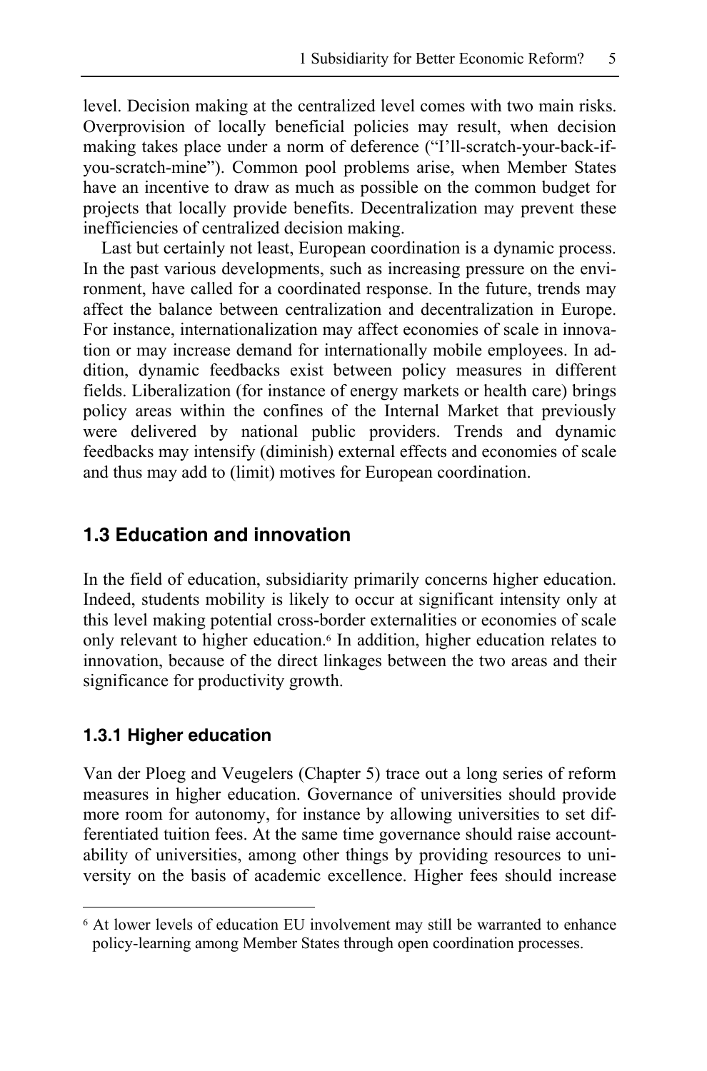level. Decision making at the centralized level comes with two main risks. Overprovision of locally beneficial policies may result, when decision making takes place under a norm of deference ("I'll-scratch-your-back-if-you-scratch-mine"). Common pool problems arise, when Member States have an incentive to draw as much as possible on the common budget for projects that locally provide benefits. Decentralization may prevent these inefficiencies of centralized decision making.

Last but certainly not least, European coordination is a dynamic process. In the past various developments, such as increasing pressure on the environment, have called for a coordinated response. In the future, trends may affect the balance between centralization and decentralization in Europe. For instance, internationalization may affect economies of scale in innovation or may increase demand for internationally mobile employees. In addition, dynamic feedbacks exist between policy measures in different fields. Liberalization (for instance of energy markets or health care) brings policy areas within the confines of the Internal Market that previously were delivered by national public providers. Trends and dynamic feedbacks may intensify (diminish) external effects and economies of scale and thus may add to (limit) motives for European coordination.

## 1.3 Education and innovation

In the field of education, subsidiarity primarily concerns higher education. Indeed, students mobility is likely to occur at significant intensity only at this level making potential cross-border externalities or economies of scale only relevant to higher education.[6] In addition, higher education relates to innovation, because of the direct linkages between the two areas and their significance for productivity growth.

### 1.3.1 Higher education

Van der Ploeg and Veugelers (Chapter 5) trace out a long series of reform measures in higher education. Governance of universities should provide more room for autonomy, for instance by allowing universities to set differentiated tuition fees. At the same time governance should raise accountability of universities, among other things by providing resources to university on the basis of academic excellence. Higher fees should increase

---

[6] At lower levels of education EU involvement may still be warranted to enhance policy-learning among Member States through open coordination processes.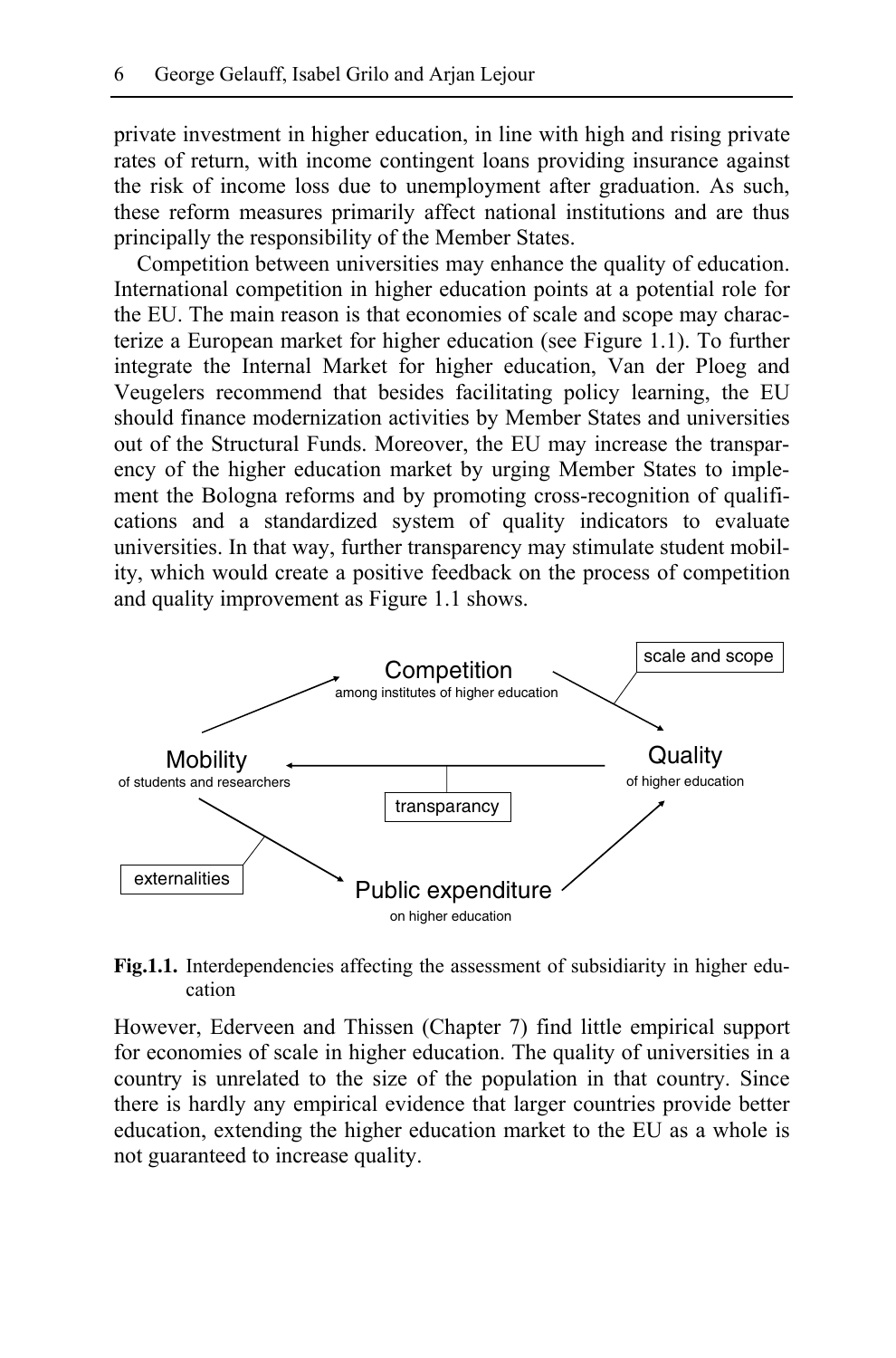private investment in higher education, in line with high and rising private rates of return, with income contingent loans providing insurance against the risk of income loss due to unemployment after graduation. As such, these reform measures primarily affect national institutions and are thus principally the responsibility of the Member States.

Competition between universities may enhance the quality of education. International competition in higher education points at a potential role for the EU. The main reason is that economies of scale and scope may characterize a European market for higher education (see Figure 1.1). To further integrate the Internal Market for higher education, Van der Ploeg and Veugelers recommend that besides facilitating policy learning, the EU should finance modernization activities by Member States and universities out of the Structural Funds. Moreover, the EU may increase the transparency of the higher education market by urging Member States to implement the Bologna reforms and by promoting cross-recognition of qualifications and a standardized system of quality indicators to evaluate universities. In that way, further transparency may stimulate student mobility, which would create a positive feedback on the process of competition and quality improvement as Figure 1.1 shows.

**Fig.1.1.** Interdependencies affecting the assessment of subsidiarity in higher education

However, Ederveen and Thissen (Chapter 7) find little empirical support for economies of scale in higher education. The quality of universities in a country is unrelated to the size of the population in that country. Since there is hardly any empirical evidence that larger countries provide better education, extending the higher education market to the EU as a whole is not guaranteed to increase quality.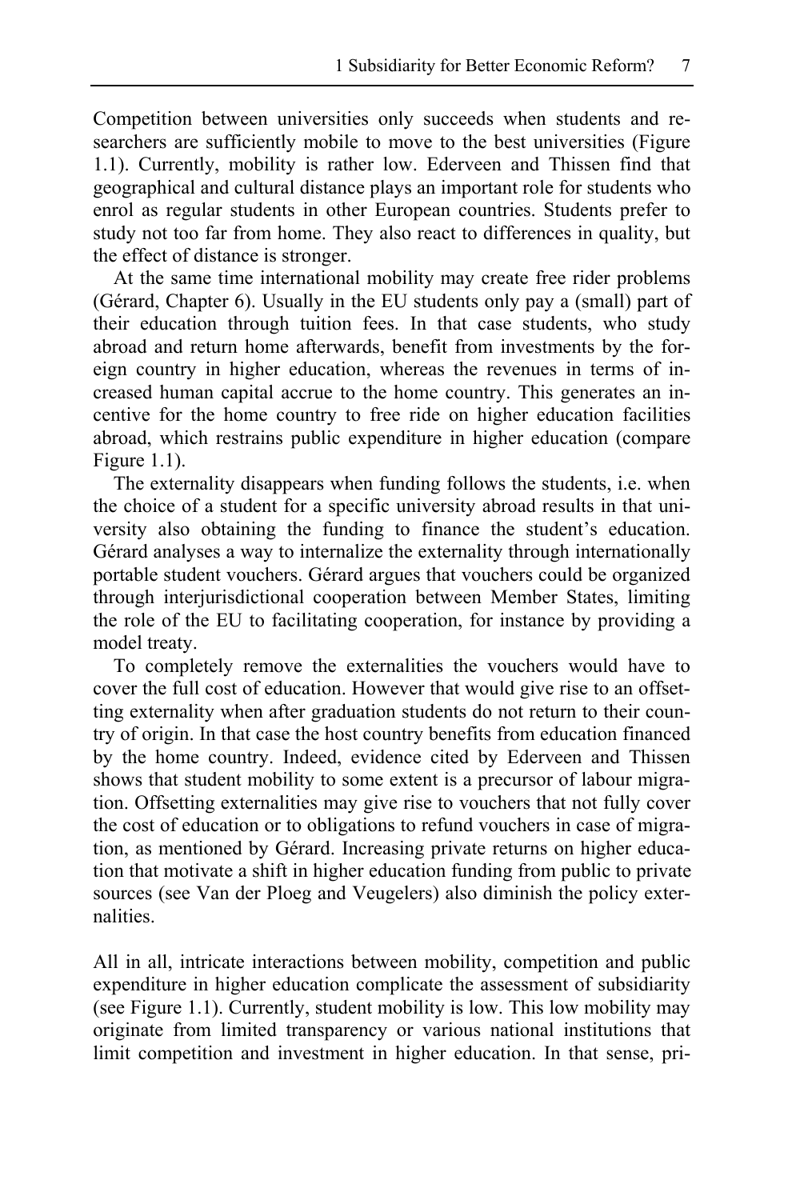Competition between universities only succeeds when students and researchers are sufficiently mobile to move to the best universities (Figure 1.1). Currently, mobility is rather low. Ederveen and Thissen find that geographical and cultural distance plays an important role for students who enrol as regular students in other European countries. Students prefer to study not too far from home. They also react to differences in quality, but the effect of distance is stronger.

At the same time international mobility may create free rider problems (Gérard, Chapter 6). Usually in the EU students only pay a (small) part of their education through tuition fees. In that case students, who study abroad and return home afterwards, benefit from investments by the foreign country in higher education, whereas the revenues in terms of increased human capital accrue to the home country. This generates an incentive for the home country to free ride on higher education facilities abroad, which restrains public expenditure in higher education (compare Figure 1.1).

The externality disappears when funding follows the students, i.e. when the choice of a student for a specific university abroad results in that university also obtaining the funding to finance the student's education. Gérard analyses a way to internalize the externality through internationally portable student vouchers. Gérard argues that vouchers could be organized through interjurisdictional cooperation between Member States, limiting the role of the EU to facilitating cooperation, for instance by providing a model treaty.

To completely remove the externalities the vouchers would have to cover the full cost of education. However that would give rise to an offsetting externality when after graduation students do not return to their country of origin. In that case the host country benefits from education financed by the home country. Indeed, evidence cited by Ederveen and Thissen shows that student mobility to some extent is a precursor of labour migration. Offsetting externalities may give rise to vouchers that not fully cover the cost of education or to obligations to refund vouchers in case of migration, as mentioned by Gérard. Increasing private returns on higher education that motivate a shift in higher education funding from public to private sources (see Van der Ploeg and Veugelers) also diminish the policy externalities.

All in all, intricate interactions between mobility, competition and public expenditure in higher education complicate the assessment of subsidiarity (see Figure 1.1). Currently, student mobility is low. This low mobility may originate from limited transparency or various national institutions that limit competition and investment in higher education. In that sense, pri-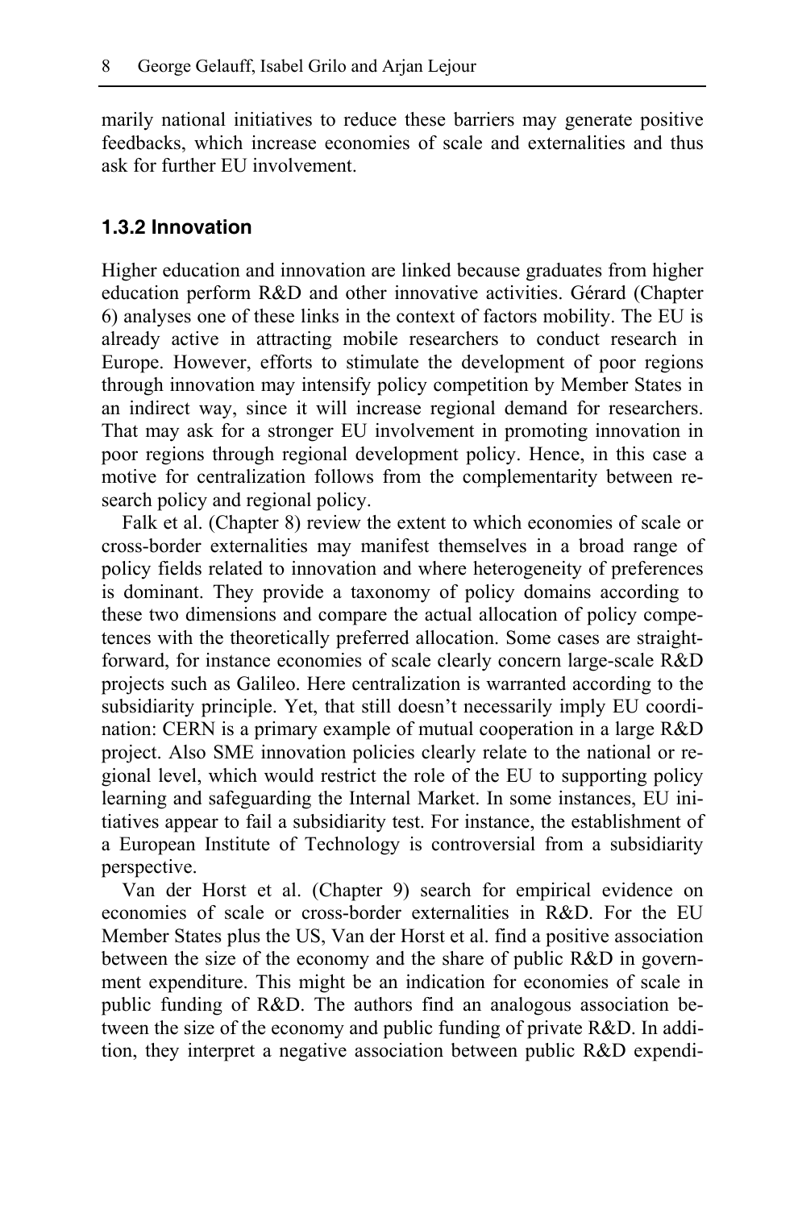marily national initiatives to reduce these barriers may generate positive feedbacks, which increase economies of scale and externalities and thus ask for further EU involvement.

### 1.3.2 Innovation

Higher education and innovation are linked because graduates from higher education perform R&D and other innovative activities. Gérard (Chapter 6) analyses one of these links in the context of factors mobility. The EU is already active in attracting mobile researchers to conduct research in Europe. However, efforts to stimulate the development of poor regions through innovation may intensify policy competition by Member States in an indirect way, since it will increase regional demand for researchers. That may ask for a stronger EU involvement in promoting innovation in poor regions through regional development policy. Hence, in this case a motive for centralization follows from the complementarity between research policy and regional policy.

Falk et al. (Chapter 8) review the extent to which economies of scale or cross-border externalities may manifest themselves in a broad range of policy fields related to innovation and where heterogeneity of preferences is dominant. They provide a taxonomy of policy domains according to these two dimensions and compare the actual allocation of policy competences with the theoretically preferred allocation. Some cases are straightforward, for instance economies of scale clearly concern large-scale R&D projects such as Galileo. Here centralization is warranted according to the subsidiarity principle. Yet, that still doesn't necessarily imply EU coordination: CERN is a primary example of mutual cooperation in a large R&D project. Also SME innovation policies clearly relate to the national or regional level, which would restrict the role of the EU to supporting policy learning and safeguarding the Internal Market. In some instances, EU initiatives appear to fail a subsidiarity test. For instance, the establishment of a European Institute of Technology is controversial from a subsidiarity perspective.

Van der Horst et al. (Chapter 9) search for empirical evidence on economies of scale or cross-border externalities in R&D. For the EU Member States plus the US, Van der Horst et al. find a positive association between the size of the economy and the share of public R&D in government expenditure. This might be an indication for economies of scale in public funding of R&D. The authors find an analogous association between the size of the economy and public funding of private R&D. In addition, they interpret a negative association between public R&D expendi-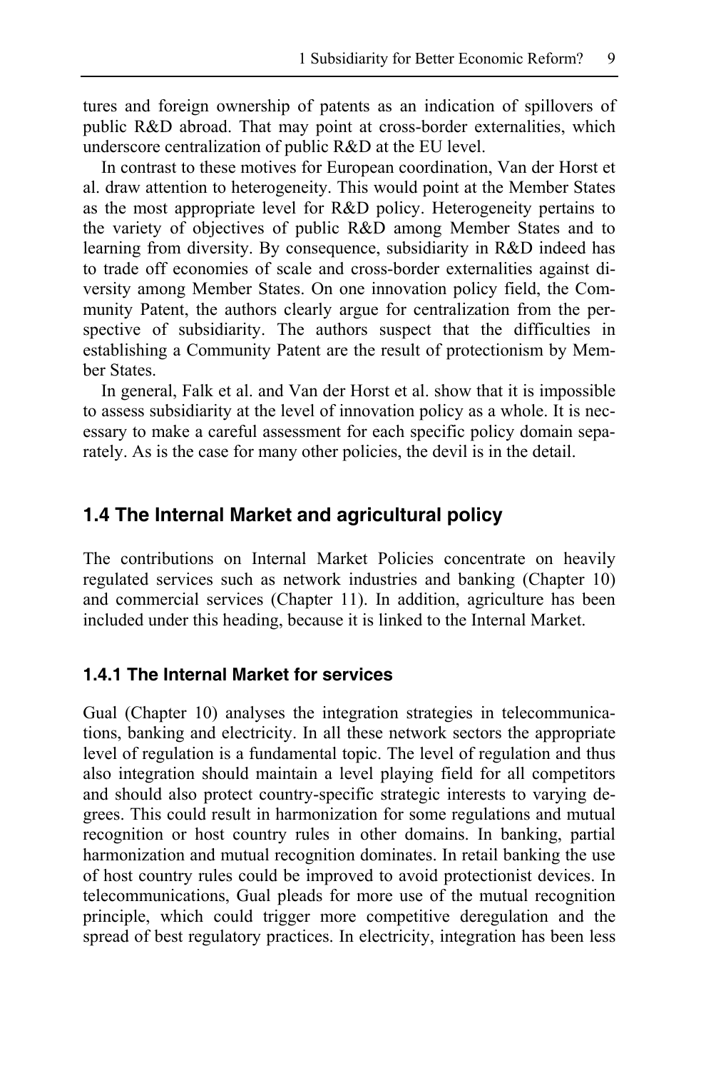tures and foreign ownership of patents as an indication of spillovers of public R&D abroad. That may point at cross-border externalities, which underscore centralization of public R&D at the EU level.

In contrast to these motives for European coordination, Van der Horst et al. draw attention to heterogeneity. This would point at the Member States as the most appropriate level for R&D policy. Heterogeneity pertains to the variety of objectives of public R&D among Member States and to learning from diversity. By consequence, subsidiarity in R&D indeed has to trade off economies of scale and cross-border externalities against diversity among Member States. On one innovation policy field, the Community Patent, the authors clearly argue for centralization from the perspective of subsidiarity. The authors suspect that the difficulties in establishing a Community Patent are the result of protectionism by Member States.

In general, Falk et al. and Van der Horst et al. show that it is impossible to assess subsidiarity at the level of innovation policy as a whole. It is necessary to make a careful assessment for each specific policy domain separately. As is the case for many other policies, the devil is in the detail.

## 1.4 The Internal Market and agricultural policy

The contributions on Internal Market Policies concentrate on heavily regulated services such as network industries and banking (Chapter 10) and commercial services (Chapter 11). In addition, agriculture has been included under this heading, because it is linked to the Internal Market.

### 1.4.1 The Internal Market for services

Gual (Chapter 10) analyses the integration strategies in telecommunications, banking and electricity. In all these network sectors the appropriate level of regulation is a fundamental topic. The level of regulation and thus also integration should maintain a level playing field for all competitors and should also protect country-specific strategic interests to varying degrees. This could result in harmonization for some regulations and mutual recognition or host country rules in other domains. In banking, partial harmonization and mutual recognition dominates. In retail banking the use of host country rules could be improved to avoid protectionist devices. In telecommunications, Gual pleads for more use of the mutual recognition principle, which could trigger more competitive deregulation and the spread of best regulatory practices. In electricity, integration has been less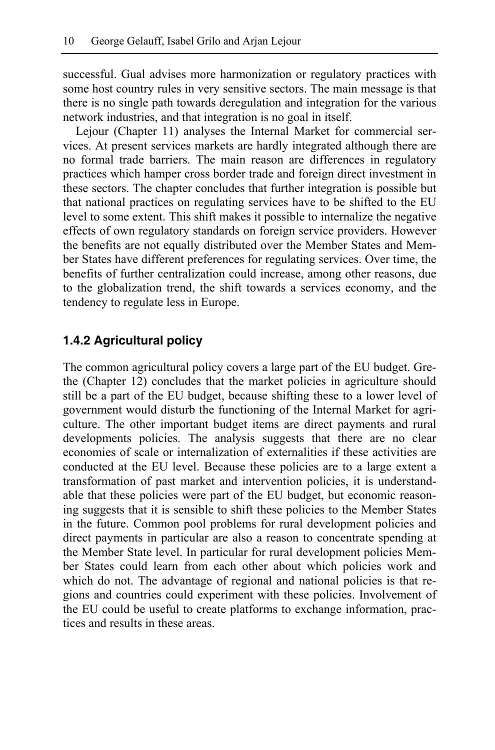successful. Gual advises more harmonization or regulatory practices with some host country rules in very sensitive sectors. The main message is that there is no single path towards deregulation and integration for the various network industries, and that integration is no goal in itself.

Lejour (Chapter 11) analyses the Internal Market for commercial services. At present services markets are hardly integrated although there are no formal trade barriers. The main reason are differences in regulatory practices which hamper cross border trade and foreign direct investment in these sectors. The chapter concludes that further integration is possible but that national practices on regulating services have to be shifted to the EU level to some extent. This shift makes it possible to internalize the negative effects of own regulatory standards on foreign service providers. However the benefits are not equally distributed over the Member States and Member States have different preferences for regulating services. Over time, the benefits of further centralization could increase, among other reasons, due to the globalization trend, the shift towards a services economy, and the tendency to regulate less in Europe.

### 1.4.2 Agricultural policy

The common agricultural policy covers a large part of the EU budget. Grethe (Chapter 12) concludes that the market policies in agriculture should still be a part of the EU budget, because shifting these to a lower level of government would disturb the functioning of the Internal Market for agriculture. The other important budget items are direct payments and rural developments policies. The analysis suggests that there are no clear economies of scale or internalization of externalities if these activities are conducted at the EU level. Because these policies are to a large extent a transformation of past market and intervention policies, it is understandable that these policies were part of the EU budget, but economic reasoning suggests that it is sensible to shift these policies to the Member States in the future. Common pool problems for rural development policies and direct payments in particular are also a reason to concentrate spending at the Member State level. In particular for rural development policies Member States could learn from each other about which policies work and which do not. The advantage of regional and national policies is that regions and countries could experiment with these policies. Involvement of the EU could be useful to create platforms to exchange information, practices and results in these areas.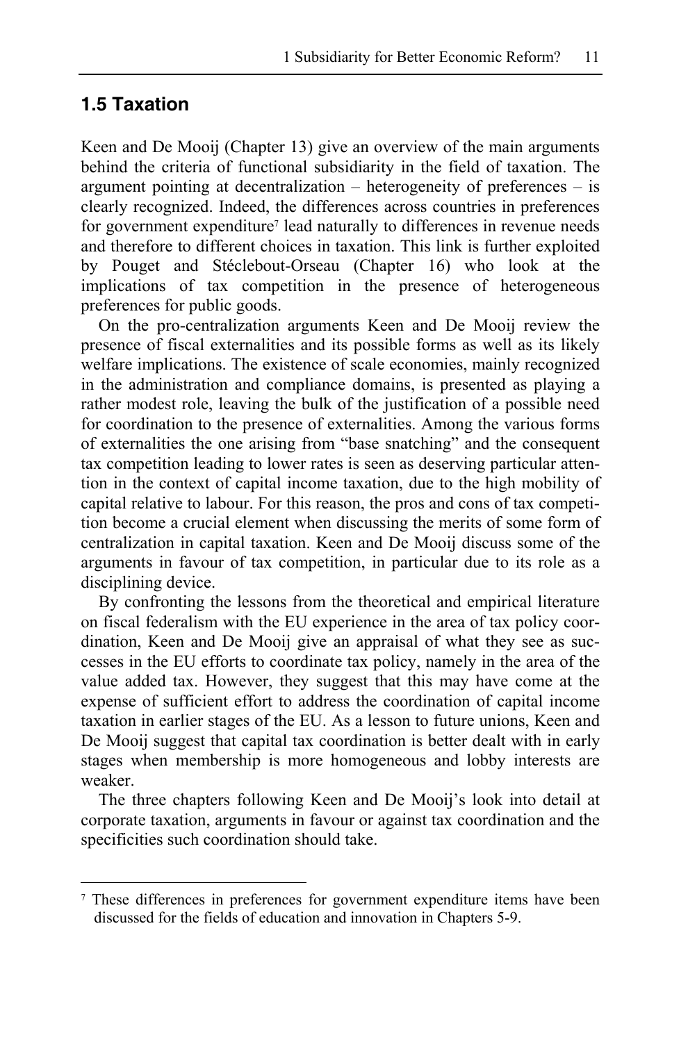## 1.5 Taxation

Keen and De Mooij (Chapter 13) give an overview of the main arguments behind the criteria of functional subsidiarity in the field of taxation. The argument pointing at decentralization – heterogeneity of preferences – is clearly recognized. Indeed, the differences across countries in preferences for government expenditure[7] lead naturally to differences in revenue needs and therefore to different choices in taxation. This link is further exploited by Pouget and Stéclebout-Orseau (Chapter 16) who look at the implications of tax competition in the presence of heterogeneous preferences for public goods.

On the pro-centralization arguments Keen and De Mooij review the presence of fiscal externalities and its possible forms as well as its likely welfare implications. The existence of scale economies, mainly recognized in the administration and compliance domains, is presented as playing a rather modest role, leaving the bulk of the justification of a possible need for coordination to the presence of externalities. Among the various forms of externalities the one arising from "base snatching" and the consequent tax competition leading to lower rates is seen as deserving particular attention in the context of capital income taxation, due to the high mobility of capital relative to labour. For this reason, the pros and cons of tax competition become a crucial element when discussing the merits of some form of centralization in capital taxation. Keen and De Mooij discuss some of the arguments in favour of tax competition, in particular due to its role as a disciplining device.

By confronting the lessons from the theoretical and empirical literature on fiscal federalism with the EU experience in the area of tax policy coordination, Keen and De Mooij give an appraisal of what they see as successes in the EU efforts to coordinate tax policy, namely in the area of the value added tax. However, they suggest that this may have come at the expense of sufficient effort to address the coordination of capital income taxation in earlier stages of the EU. As a lesson to future unions, Keen and De Mooij suggest that capital tax coordination is better dealt with in early stages when membership is more homogeneous and lobby interests are weaker.

The three chapters following Keen and De Mooij's look into detail at corporate taxation, arguments in favour or against tax coordination and the specificities such coordination should take.

---

[7] These differences in preferences for government expenditure items have been discussed for the fields of education and innovation in Chapters 5-9.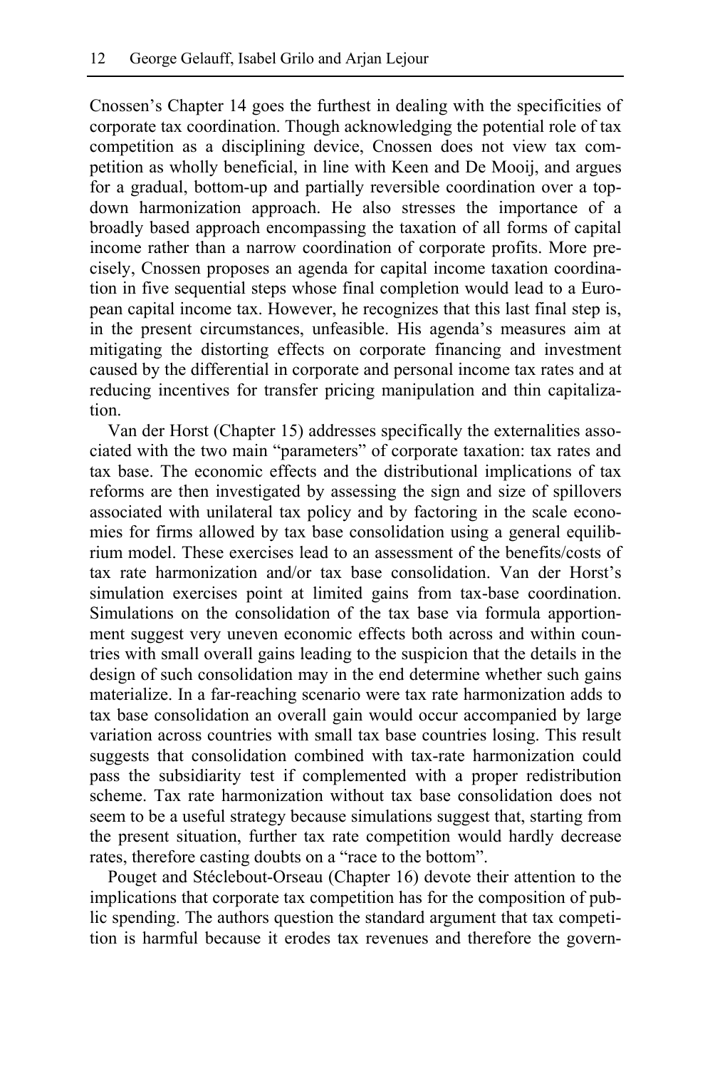Cnossen's Chapter 14 goes the furthest in dealing with the specificities of corporate tax coordination. Though acknowledging the potential role of tax competition as a disciplining device, Cnossen does not view tax competition as wholly beneficial, in line with Keen and De Mooij, and argues for a gradual, bottom-up and partially reversible coordination over a top-down harmonization approach. He also stresses the importance of a broadly based approach encompassing the taxation of all forms of capital income rather than a narrow coordination of corporate profits. More precisely, Cnossen proposes an agenda for capital income taxation coordination in five sequential steps whose final completion would lead to a European capital income tax. However, he recognizes that this last final step is, in the present circumstances, unfeasible. His agenda's measures aim at mitigating the distorting effects on corporate financing and investment caused by the differential in corporate and personal income tax rates and at reducing incentives for transfer pricing manipulation and thin capitalization.

Van der Horst (Chapter 15) addresses specifically the externalities associated with the two main "parameters" of corporate taxation: tax rates and tax base. The economic effects and the distributional implications of tax reforms are then investigated by assessing the sign and size of spillovers associated with unilateral tax policy and by factoring in the scale economies for firms allowed by tax base consolidation using a general equilibrium model. These exercises lead to an assessment of the benefits/costs of tax rate harmonization and/or tax base consolidation. Van der Horst's simulation exercises point at limited gains from tax-base coordination. Simulations on the consolidation of the tax base via formula apportionment suggest very uneven economic effects both across and within countries with small overall gains leading to the suspicion that the details in the design of such consolidation may in the end determine whether such gains materialize. In a far-reaching scenario were tax rate harmonization adds to tax base consolidation an overall gain would occur accompanied by large variation across countries with small tax base countries losing. This result suggests that consolidation combined with tax-rate harmonization could pass the subsidiarity test if complemented with a proper redistribution scheme. Tax rate harmonization without tax base consolidation does not seem to be a useful strategy because simulations suggest that, starting from the present situation, further tax rate competition would hardly decrease rates, therefore casting doubts on a "race to the bottom".

Pouget and Stéclebout-Orseau (Chapter 16) devote their attention to the implications that corporate tax competition has for the composition of public spending. The authors question the standard argument that tax competition is harmful because it erodes tax revenues and therefore the govern-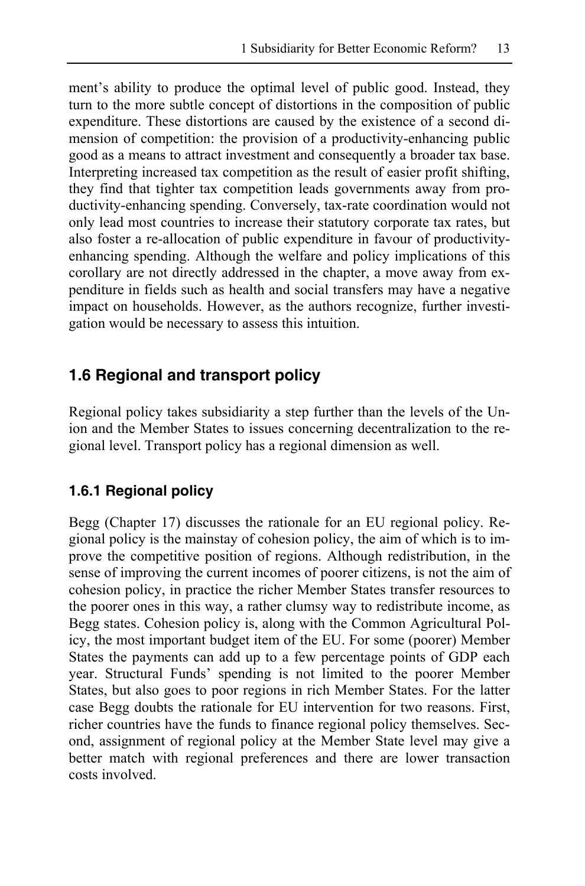ment's ability to produce the optimal level of public good. Instead, they turn to the more subtle concept of distortions in the composition of public expenditure. These distortions are caused by the existence of a second dimension of competition: the provision of a productivity-enhancing public good as a means to attract investment and consequently a broader tax base. Interpreting increased tax competition as the result of easier profit shifting, they find that tighter tax competition leads governments away from productivity-enhancing spending. Conversely, tax-rate coordination would not only lead most countries to increase their statutory corporate tax rates, but also foster a re-allocation of public expenditure in favour of productivity-enhancing spending. Although the welfare and policy implications of this corollary are not directly addressed in the chapter, a move away from expenditure in fields such as health and social transfers may have a negative impact on households. However, as the authors recognize, further investigation would be necessary to assess this intuition.

## 1.6 Regional and transport policy

Regional policy takes subsidiarity a step further than the levels of the Union and the Member States to issues concerning decentralization to the regional level. Transport policy has a regional dimension as well.

### 1.6.1 Regional policy

Begg (Chapter 17) discusses the rationale for an EU regional policy. Regional policy is the mainstay of cohesion policy, the aim of which is to improve the competitive position of regions. Although redistribution, in the sense of improving the current incomes of poorer citizens, is not the aim of cohesion policy, in practice the richer Member States transfer resources to the poorer ones in this way, a rather clumsy way to redistribute income, as Begg states. Cohesion policy is, along with the Common Agricultural Policy, the most important budget item of the EU. For some (poorer) Member States the payments can add up to a few percentage points of GDP each year. Structural Funds' spending is not limited to the poorer Member States, but also goes to poor regions in rich Member States. For the latter case Begg doubts the rationale for EU intervention for two reasons. First, richer countries have the funds to finance regional policy themselves. Second, assignment of regional policy at the Member State level may give a better match with regional preferences and there are lower transaction costs involved.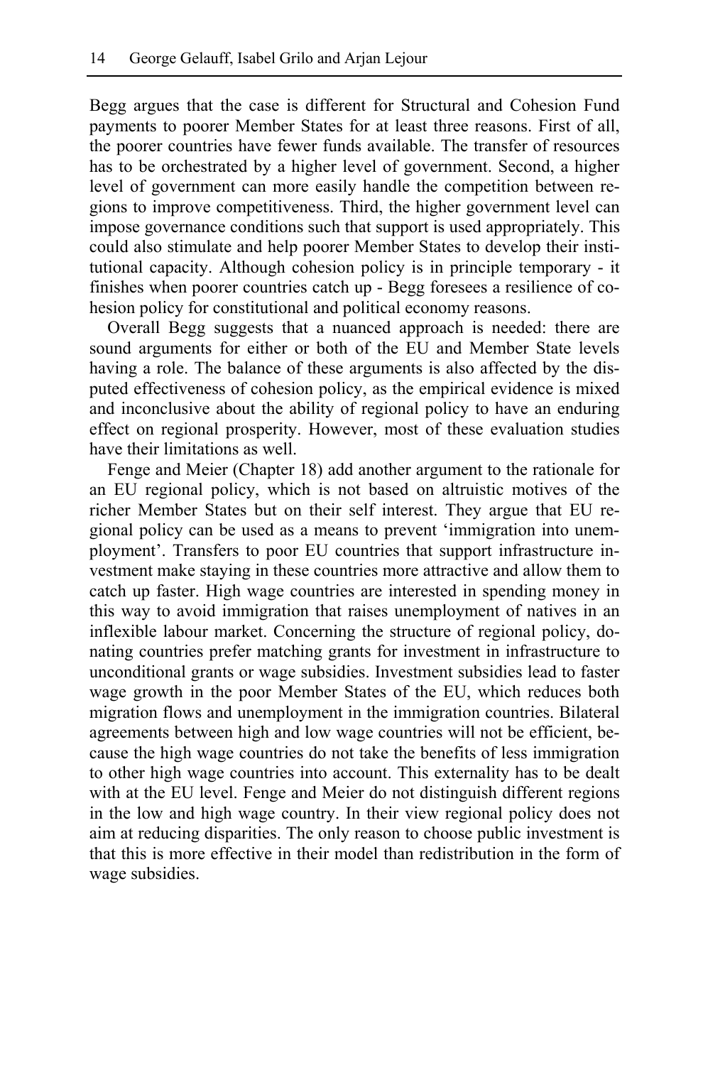Begg argues that the case is different for Structural and Cohesion Fund payments to poorer Member States for at least three reasons. First of all, the poorer countries have fewer funds available. The transfer of resources has to be orchestrated by a higher level of government. Second, a higher level of government can more easily handle the competition between regions to improve competitiveness. Third, the higher government level can impose governance conditions such that support is used appropriately. This could also stimulate and help poorer Member States to develop their institutional capacity. Although cohesion policy is in principle temporary - it finishes when poorer countries catch up - Begg foresees a resilience of cohesion policy for constitutional and political economy reasons.

Overall Begg suggests that a nuanced approach is needed: there are sound arguments for either or both of the EU and Member State levels having a role. The balance of these arguments is also affected by the disputed effectiveness of cohesion policy, as the empirical evidence is mixed and inconclusive about the ability of regional policy to have an enduring effect on regional prosperity. However, most of these evaluation studies have their limitations as well.

Fenge and Meier (Chapter 18) add another argument to the rationale for an EU regional policy, which is not based on altruistic motives of the richer Member States but on their self interest. They argue that EU regional policy can be used as a means to prevent 'immigration into unemployment'. Transfers to poor EU countries that support infrastructure investment make staying in these countries more attractive and allow them to catch up faster. High wage countries are interested in spending money in this way to avoid immigration that raises unemployment of natives in an inflexible labour market. Concerning the structure of regional policy, donating countries prefer matching grants for investment in infrastructure to unconditional grants or wage subsidies. Investment subsidies lead to faster wage growth in the poor Member States of the EU, which reduces both migration flows and unemployment in the immigration countries. Bilateral agreements between high and low wage countries will not be efficient, because the high wage countries do not take the benefits of less immigration to other high wage countries into account. This externality has to be dealt with at the EU level. Fenge and Meier do not distinguish different regions in the low and high wage country. In their view regional policy does not aim at reducing disparities. The only reason to choose public investment is that this is more effective in their model than redistribution in the form of wage subsidies.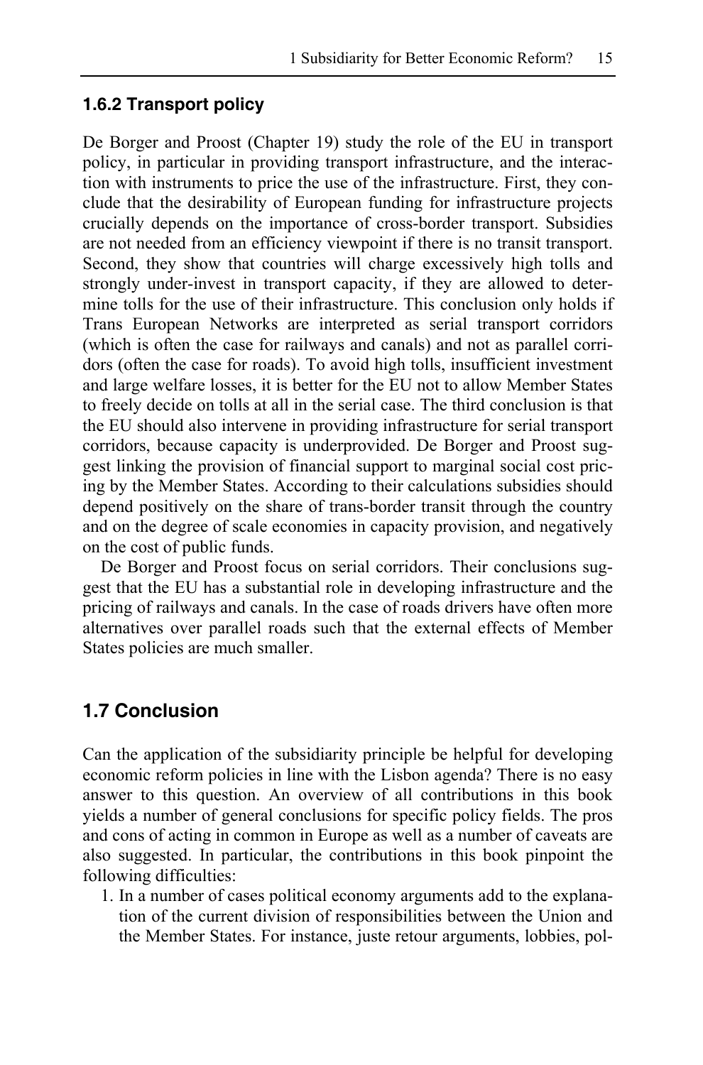### 1.6.2 Transport policy

De Borger and Proost (Chapter 19) study the role of the EU in transport policy, in particular in providing transport infrastructure, and the interaction with instruments to price the use of the infrastructure. First, they conclude that the desirability of European funding for infrastructure projects crucially depends on the importance of cross-border transport. Subsidies are not needed from an efficiency viewpoint if there is no transit transport. Second, they show that countries will charge excessively high tolls and strongly under-invest in transport capacity, if they are allowed to determine tolls for the use of their infrastructure. This conclusion only holds if Trans European Networks are interpreted as serial transport corridors (which is often the case for railways and canals) and not as parallel corridors (often the case for roads). To avoid high tolls, insufficient investment and large welfare losses, it is better for the EU not to allow Member States to freely decide on tolls at all in the serial case. The third conclusion is that the EU should also intervene in providing infrastructure for serial transport corridors, because capacity is underprovided. De Borger and Proost suggest linking the provision of financial support to marginal social cost pricing by the Member States. According to their calculations subsidies should depend positively on the share of trans-border transit through the country and on the degree of scale economies in capacity provision, and negatively on the cost of public funds.

De Borger and Proost focus on serial corridors. Their conclusions suggest that the EU has a substantial role in developing infrastructure and the pricing of railways and canals. In the case of roads drivers have often more alternatives over parallel roads such that the external effects of Member States policies are much smaller.

## 1.7 Conclusion

Can the application of the subsidiarity principle be helpful for developing economic reform policies in line with the Lisbon agenda? There is no easy answer to this question. An overview of all contributions in this book yields a number of general conclusions for specific policy fields. The pros and cons of acting in common in Europe as well as a number of caveats are also suggested. In particular, the contributions in this book pinpoint the following difficulties:

1. In a number of cases political economy arguments add to the explanation of the current division of responsibilities between the Union and the Member States. For instance, juste retour arguments, lobbies, pol-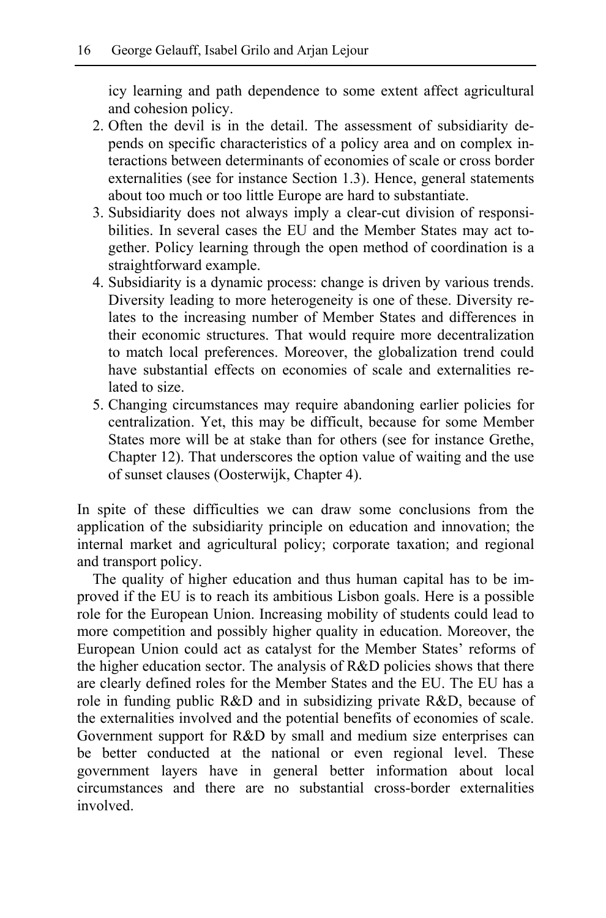icy learning and path dependence to some extent affect agricultural and cohesion policy.

2. Often the devil is in the detail. The assessment of subsidiarity depends on specific characteristics of a policy area and on complex interactions between determinants of economies of scale or cross border externalities (see for instance Section 1.3). Hence, general statements about too much or too little Europe are hard to substantiate.
3. Subsidiarity does not always imply a clear-cut division of responsibilities. In several cases the EU and the Member States may act together. Policy learning through the open method of coordination is a straightforward example.
4. Subsidiarity is a dynamic process: change is driven by various trends. Diversity leading to more heterogeneity is one of these. Diversity relates to the increasing number of Member States and differences in their economic structures. That would require more decentralization to match local preferences. Moreover, the globalization trend could have substantial effects on economies of scale and externalities related to size.
5. Changing circumstances may require abandoning earlier policies for centralization. Yet, this may be difficult, because for some Member States more will be at stake than for others (see for instance Grethe, Chapter 12). That underscores the option value of waiting and the use of sunset clauses (Oosterwijk, Chapter 4).

In spite of these difficulties we can draw some conclusions from the application of the subsidiarity principle on education and innovation; the internal market and agricultural policy; corporate taxation; and regional and transport policy.

The quality of higher education and thus human capital has to be improved if the EU is to reach its ambitious Lisbon goals. Here is a possible role for the European Union. Increasing mobility of students could lead to more competition and possibly higher quality in education. Moreover, the European Union could act as catalyst for the Member States' reforms of the higher education sector. The analysis of R&D policies shows that there are clearly defined roles for the Member States and the EU. The EU has a role in funding public R&D and in subsidizing private R&D, because of the externalities involved and the potential benefits of economies of scale. Government support for R&D by small and medium size enterprises can be better conducted at the national or even regional level. These government layers have in general better information about local circumstances and there are no substantial cross-border externalities involved.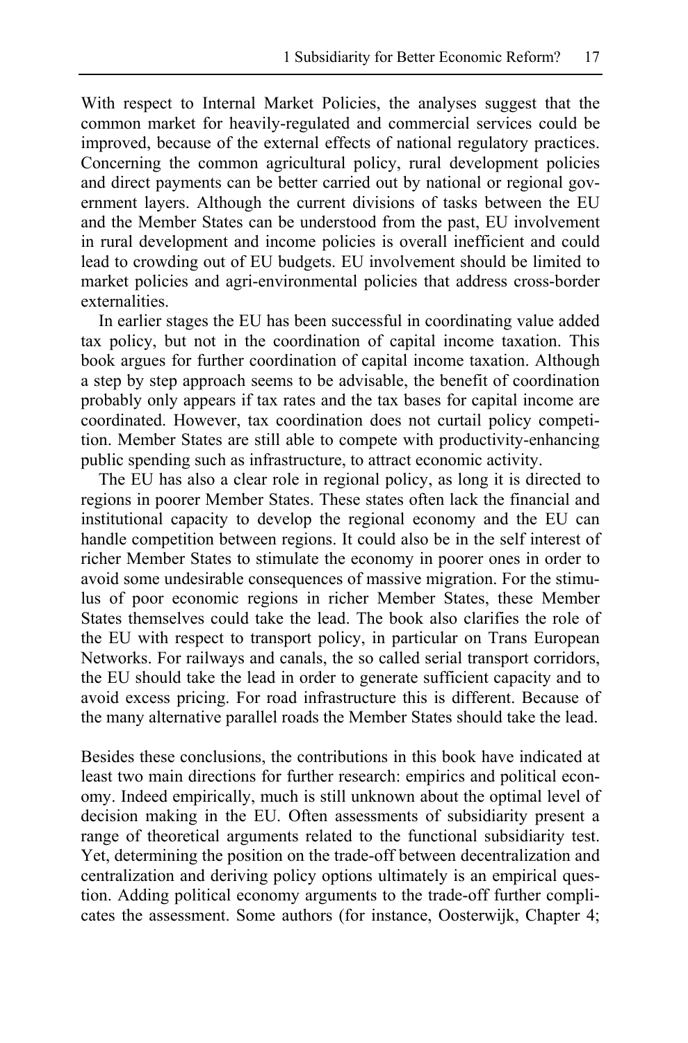With respect to Internal Market Policies, the analyses suggest that the common market for heavily-regulated and commercial services could be improved, because of the external effects of national regulatory practices. Concerning the common agricultural policy, rural development policies and direct payments can be better carried out by national or regional government layers. Although the current divisions of tasks between the EU and the Member States can be understood from the past, EU involvement in rural development and income policies is overall inefficient and could lead to crowding out of EU budgets. EU involvement should be limited to market policies and agri-environmental policies that address cross-border externalities.

In earlier stages the EU has been successful in coordinating value added tax policy, but not in the coordination of capital income taxation. This book argues for further coordination of capital income taxation. Although a step by step approach seems to be advisable, the benefit of coordination probably only appears if tax rates and the tax bases for capital income are coordinated. However, tax coordination does not curtail policy competition. Member States are still able to compete with productivity-enhancing public spending such as infrastructure, to attract economic activity.

The EU has also a clear role in regional policy, as long it is directed to regions in poorer Member States. These states often lack the financial and institutional capacity to develop the regional economy and the EU can handle competition between regions. It could also be in the self interest of richer Member States to stimulate the economy in poorer ones in order to avoid some undesirable consequences of massive migration. For the stimulus of poor economic regions in richer Member States, these Member States themselves could take the lead. The book also clarifies the role of the EU with respect to transport policy, in particular on Trans European Networks. For railways and canals, the so called serial transport corridors, the EU should take the lead in order to generate sufficient capacity and to avoid excess pricing. For road infrastructure this is different. Because of the many alternative parallel roads the Member States should take the lead.

Besides these conclusions, the contributions in this book have indicated at least two main directions for further research: empirics and political economy. Indeed empirically, much is still unknown about the optimal level of decision making in the EU. Often assessments of subsidiarity present a range of theoretical arguments related to the functional subsidiarity test. Yet, determining the position on the trade-off between decentralization and centralization and deriving policy options ultimately is an empirical question. Adding political economy arguments to the trade-off further complicates the assessment. Some authors (for instance, Oosterwijk, Chapter 4;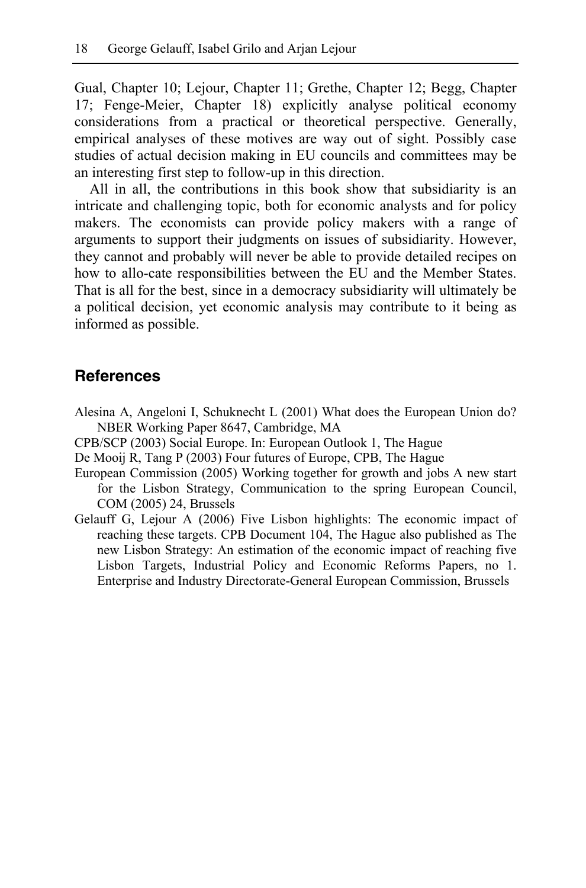Gual, Chapter 10; Lejour, Chapter 11; Grethe, Chapter 12; Begg, Chapter 17; Fenge-Meier, Chapter 18) explicitly analyse political economy considerations from a practical or theoretical perspective. Generally, empirical analyses of these motives are way out of sight. Possibly case studies of actual decision making in EU councils and committees may be an interesting first step to follow-up in this direction.

All in all, the contributions in this book show that subsidiarity is an intricate and challenging topic, both for economic analysts and for policy makers. The economists can provide policy makers with a range of arguments to support their judgments on issues of subsidiarity. However, they cannot and probably will never be able to provide detailed recipes on how to allo-cate responsibilities between the EU and the Member States. That is all for the best, since in a democracy subsidiarity will ultimately be a political decision, yet economic analysis may contribute to it being as informed as possible.

## References

Alesina A, Angeloni I, Schuknecht L (2001) What does the European Union do? NBER Working Paper 8647, Cambridge, MA

CPB/SCP (2003) Social Europe. In: European Outlook 1, The Hague

De Mooij R, Tang P (2003) Four futures of Europe, CPB, The Hague

European Commission (2005) Working together for growth and jobs A new start for the Lisbon Strategy, Communication to the spring European Council, COM (2005) 24, Brussels

Gelauff G, Lejour A (2006) Five Lisbon highlights: The economic impact of reaching these targets. CPB Document 104, The Hague also published as The new Lisbon Strategy: An estimation of the economic impact of reaching five Lisbon Targets, Industrial Policy and Economic Reforms Papers, no 1. Enterprise and Industry Directorate-General European Commission, Brussels